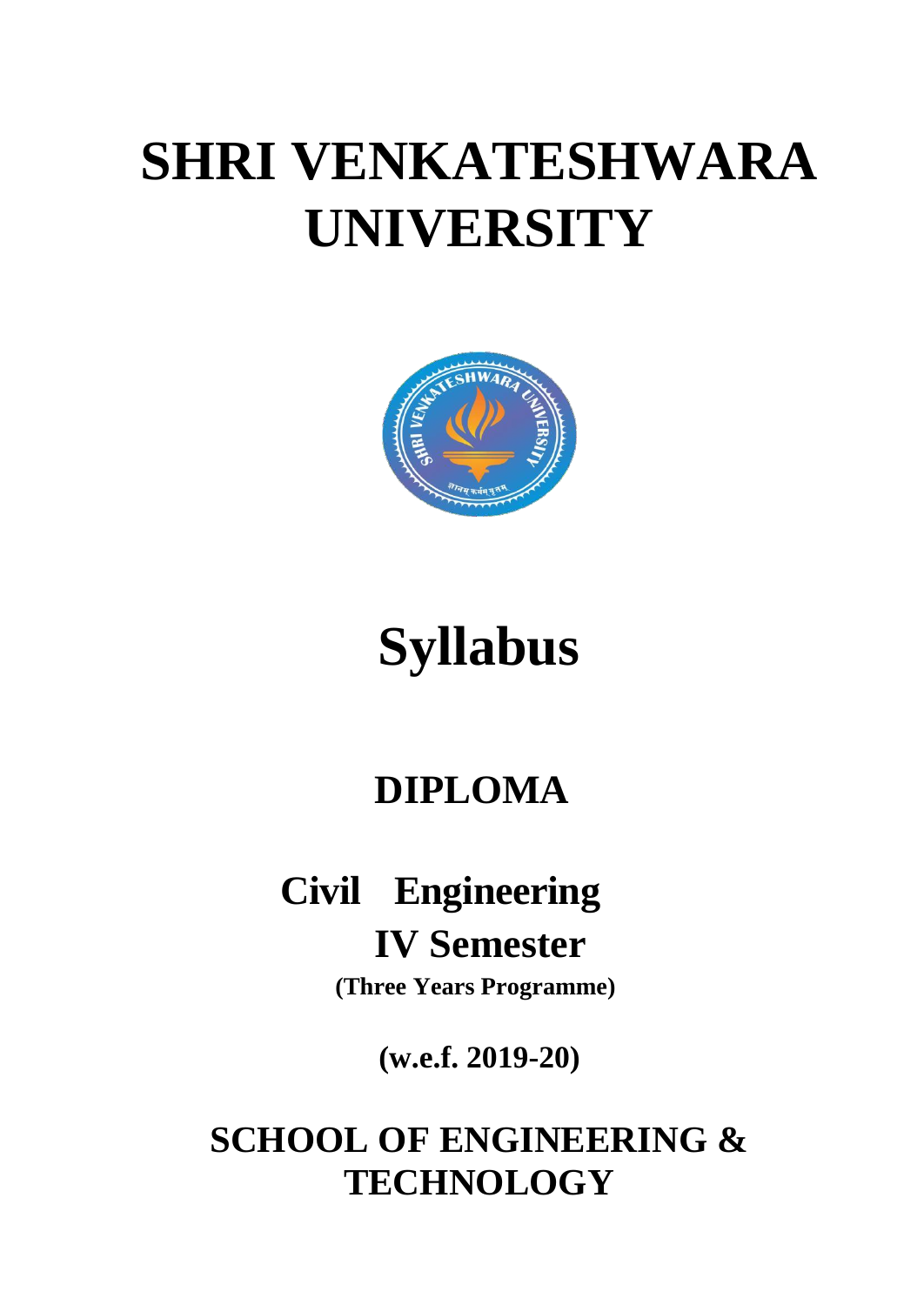# SHRI VENKATESHWARA UNIVERSITY

# Syllabus

## DIPLOMA

## Civil Engineering

## IV Semester

**(Three Years Programme)**

**(w.e.f. 2019-20)**

## SCHOOL OF ENGINEERING & TECHNOLOGY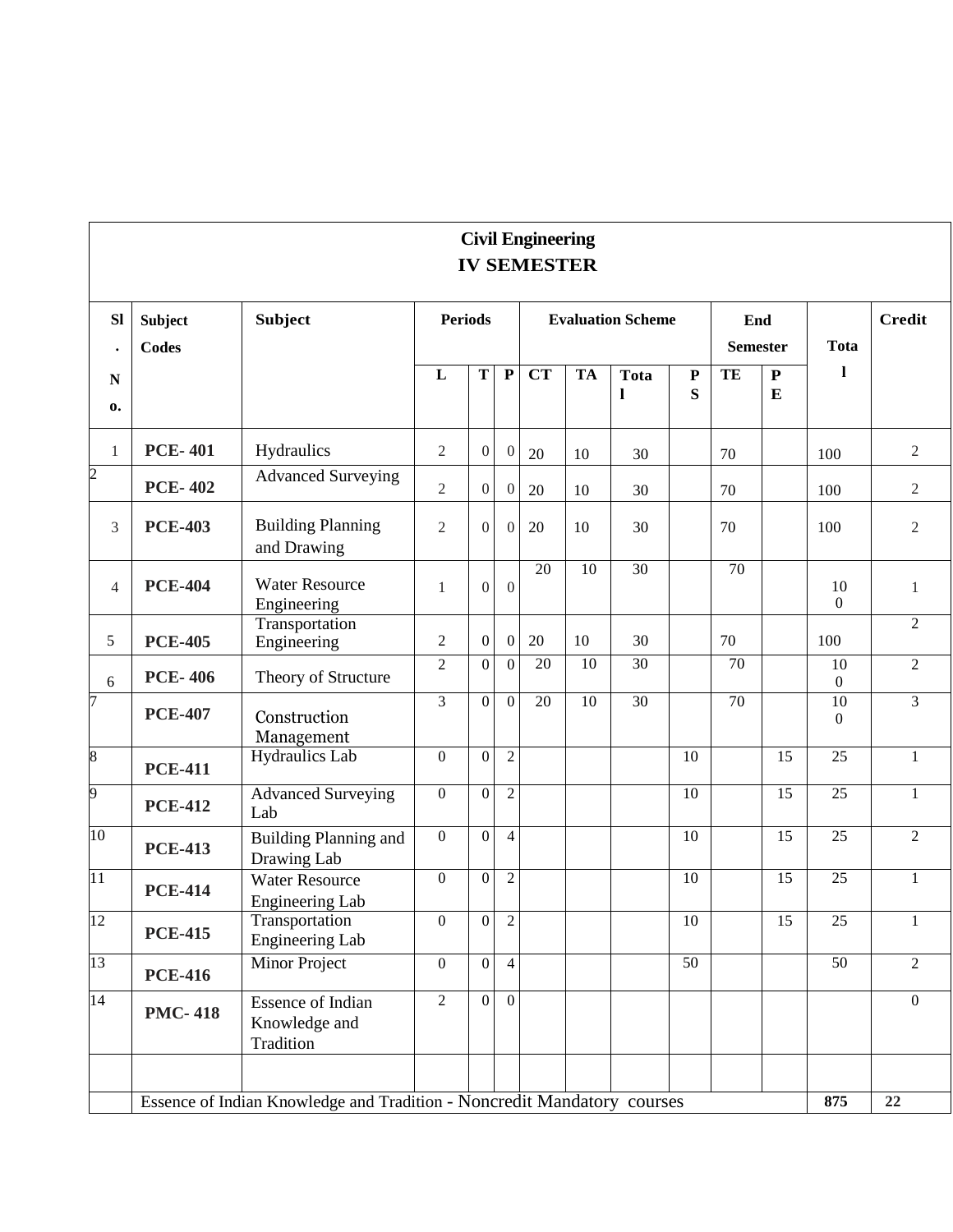| Civil Engineering<br>IV SEMESTER | | | | | | | | | | | | | | |
|---|---|---|---|---|---|---|---|---|---|---|---|---|---|---|
| Sl. No. | Subject Codes | Subject | Periods | | | Evaluation Scheme | | | | End Semester | | Total | Credit |
| | | | L | T | P | CT | TA | Total | PS | TE | PE | | |
| 1 | **PCE- 401** | Hydraulics | 2 | 0 | 0 | 20 | 10 | 30 | | 70 | | 100 | 2 |
| 2 | **PCE- 402** | Advanced Surveying | 2 | 0 | 0 | 20 | 10 | 30 | | 70 | | 100 | 2 |
| 3 | **PCE-403** | Building Planning and Drawing | 2 | 0 | 0 | 20 | 10 | 30 | | 70 | | 100 | 2 |
| 4 | **PCE-404** | Water Resource Engineering | 1 | 0 | 0 | 20 | 10 | 30 | | 70 | | 100 | 1 |
| 5 | **PCE-405** | Transportation Engineering | 2 | 0 | 0 | 20 | 10 | 30 | | 70 | | 100 | 2 |
| 6 | **PCE- 406** | Theory of Structure | 2 | 0 | 0 | 20 | 10 | 30 | | 70 | | 100 | 2 |
| 7 | **PCE-407** | Construction Management | 3 | 0 | 0 | 20 | 10 | 30 | | 70 | | 100 | 3 |
| 8 | **PCE-411** | Hydraulics Lab | 0 | 0 | 2 | | | | 10 | | 15 | 25 | 1 |
| 9 | **PCE-412** | Advanced Surveying Lab | 0 | 0 | 2 | | | | 10 | | 15 | 25 | 1 |
| 10 | **PCE-413** | Building Planning and Drawing Lab | 0 | 0 | 4 | | | | 10 | | 15 | 25 | 2 |
| 11 | **PCE-414** | Water Resource Engineering Lab | 0 | 0 | 2 | | | | 10 | | 15 | 25 | 1 |
| 12 | **PCE-415** | Transportation Engineering Lab | 0 | 0 | 2 | | | | 10 | | 15 | 25 | 1 |
| 13 | **PCE-416** | Minor Project | 0 | 0 | 4 | | | | 50 | | | 50 | 2 |
| 14 | **PMC- 418** | Essence of Indian Knowledge and Tradition | 2 | 0 | 0 | | | | | | | | 0 |
| | | | | | | | | | | | | | |
| | Essence of Indian Knowledge and Tradition - Noncredit Mandatory courses | | | | | | | | | | | **875** | **22** |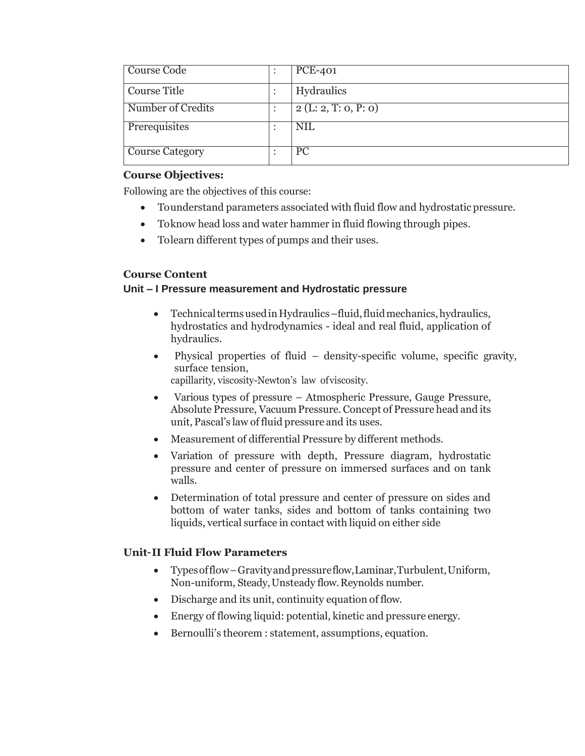| Course Code | : | PCE-401 |
|---|---|---|
| Course Title | : | Hydraulics |
| Number of Credits | : | 2 (L: 2, T: 0, P: 0) |
| Prerequisites | : | NIL |
| Course Category | : | PC |

**Course Objectives:**

Following are the objectives of this course:

- To understand parameters associated with fluid flow and hydrostatic pressure.
- To know head loss and water hammer in fluid flowing through pipes.
- To learn different types of pumps and their uses.

**Course Content**

**Unit – I Pressure measurement and Hydrostatic pressure**

- Technical terms used in Hydraulics –fluid, fluid mechanics, hydraulics, hydrostatics and hydrodynamics - ideal and real fluid, application of hydraulics.
- Physical properties of fluid – density-specific volume, specific gravity, surface tension, capillarity, viscosity-Newton's law of viscosity.
- Various types of pressure – Atmospheric Pressure, Gauge Pressure, Absolute Pressure, Vacuum Pressure. Concept of Pressure head and its unit, Pascal's law of fluid pressure and its uses.
- Measurement of differential Pressure by different methods.
- Variation of pressure with depth, Pressure diagram, hydrostatic pressure and center of pressure on immersed surfaces and on tank walls.
- Determination of total pressure and center of pressure on sides and bottom of water tanks, sides and bottom of tanks containing two liquids, vertical surface in contact with liquid on either side

**Unit-II Fluid Flow Parameters**

- Types of flow – Gravity and pressure flow, Laminar, Turbulent, Uniform, Non-uniform, Steady, Unsteady flow. Reynolds number.
- Discharge and its unit, continuity equation of flow.
- Energy of flowing liquid: potential, kinetic and pressure energy.
- Bernoulli's theorem : statement, assumptions, equation.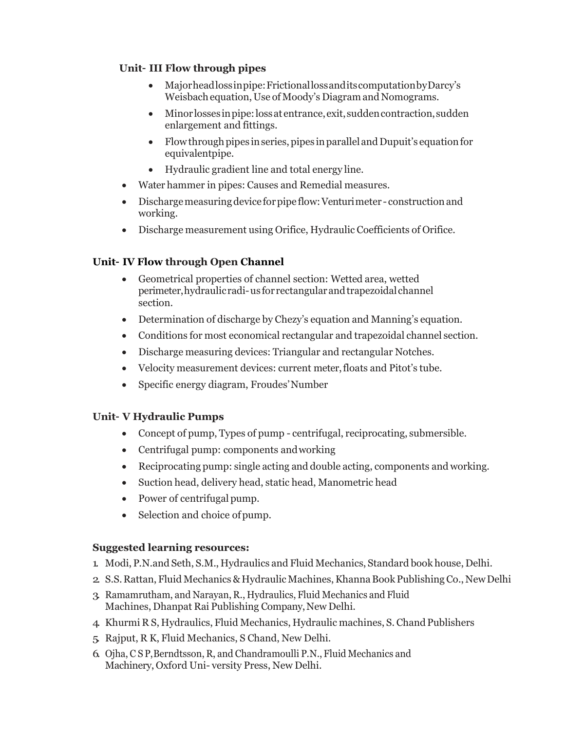### Unit- III Flow through pipes

- Major head loss in pipe: Frictional loss and its computation by Darcy's Weisbach equation, Use of Moody's Diagram and Nomograms.
- Minor losses in pipe: loss at entrance, exit, sudden contraction, sudden enlargement and fittings.
- Flow through pipes in series, pipes in parallel and Dupuit's equation for equivalentpipe.
- Hydraulic gradient line and total energy line.
- Water hammer in pipes: Causes and Remedial measures.
- Discharge measuring device for pipe flow: Venturi meter - construction and working.
- Discharge measurement using Orifice, Hydraulic Coefficients of Orifice.

### Unit- IV Flow through Open Channel

- Geometrical properties of channel section: Wetted area, wetted perimeter, hydraulic radi- us for rectangular and trapezoidal channel section.
- Determination of discharge by Chezy's equation and Manning's equation.
- Conditions for most economical rectangular and trapezoidal channel section.
- Discharge measuring devices: Triangular and rectangular Notches.
- Velocity measurement devices: current meter, floats and Pitot's tube.
- Specific energy diagram, Froudes' Number

### Unit- V Hydraulic Pumps

- Concept of pump, Types of pump - centrifugal, reciprocating, submersible.
- Centrifugal pump: components and working
- Reciprocating pump: single acting and double acting, components and working.
- Suction head, delivery head, static head, Manometric head
- Power of centrifugal pump.
- Selection and choice of pump.

### Suggested learning resources:

1. Modi, P.N.and Seth, S.M., Hydraulics and Fluid Mechanics, Standard book house, Delhi.
2. S.S. Rattan, Fluid Mechanics & Hydraulic Machines, Khanna Book Publishing Co., New Delhi
3. Ramamrutham, and Narayan, R., Hydraulics, Fluid Mechanics and Fluid Machines, Dhanpat Rai Publishing Company, New Delhi.
4. Khurmi R S, Hydraulics, Fluid Mechanics, Hydraulic machines, S. Chand Publishers
5. Rajput, R K, Fluid Mechanics, S Chand, New Delhi.
6. Ojha, C S P, Berndtsson, R, and Chandramoulli P.N., Fluid Mechanics and Machinery, Oxford Uni- versity Press, New Delhi.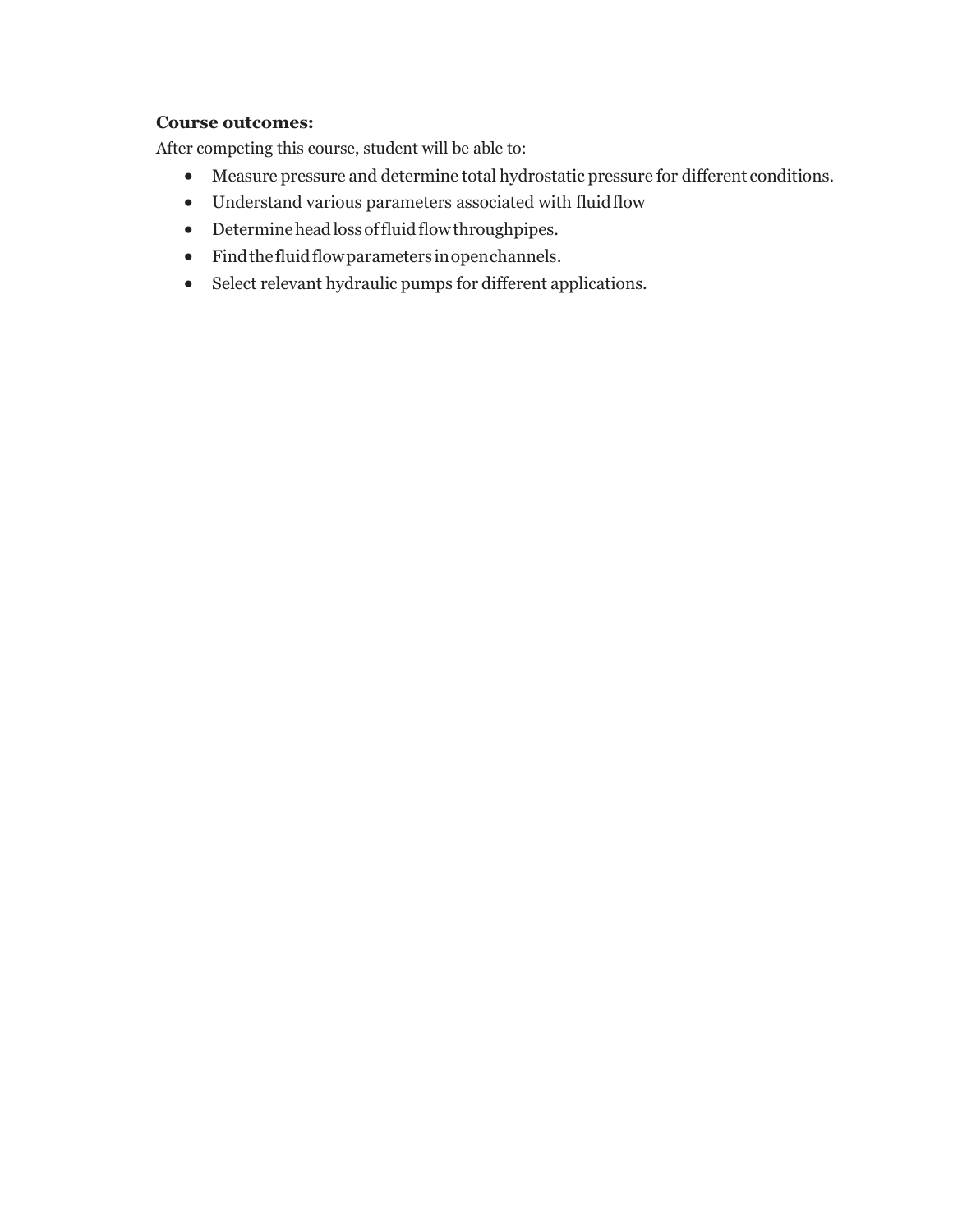**Course outcomes:**

After competing this course, student will be able to:

- Measure pressure and determine total hydrostatic pressure for different conditions.
- Understand various parameters associated with fluid flow
- Determine head loss of fluid flow through pipes.
- Find the fluid flow parameters in open channels.
- Select relevant hydraulic pumps for different applications.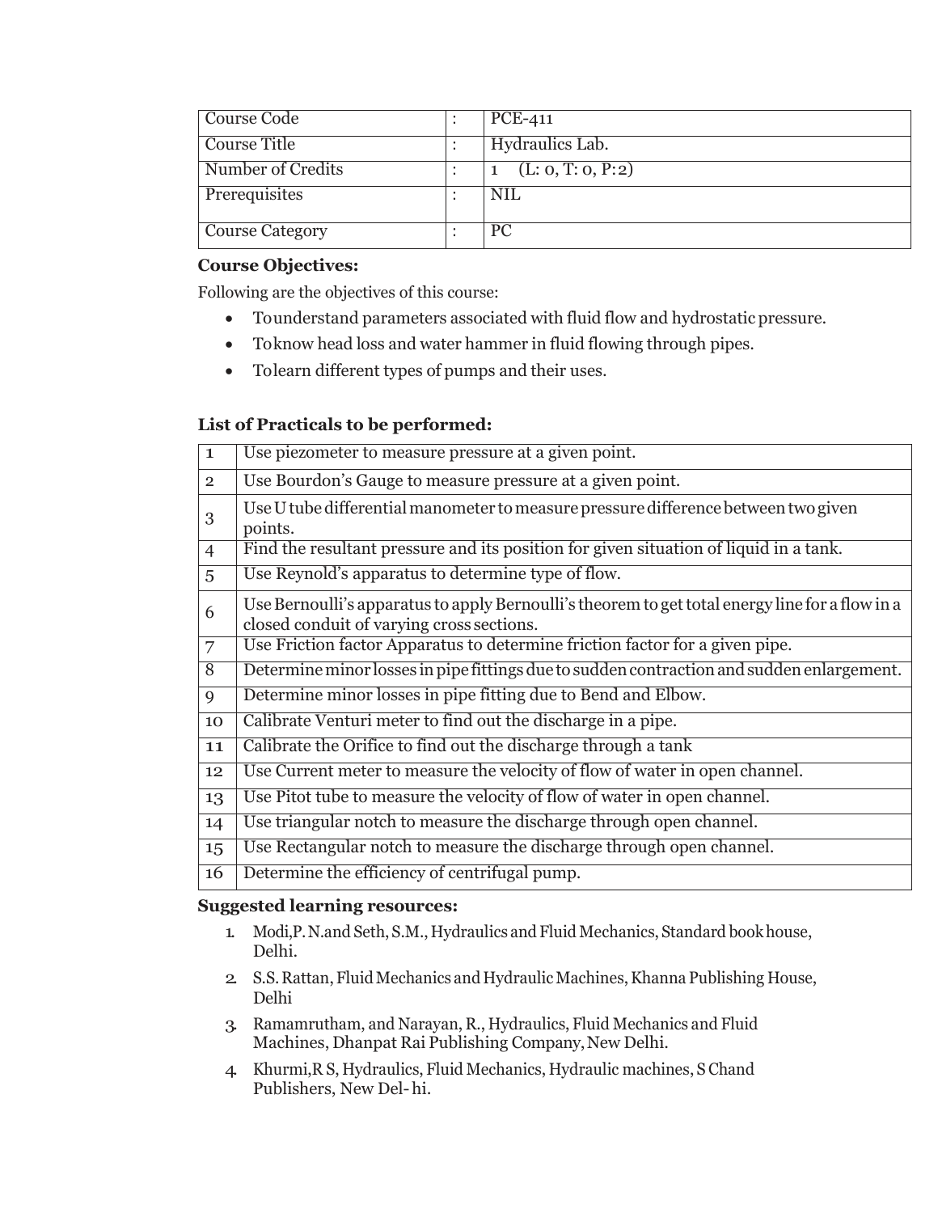| Course Code | : | PCE-411 |
|---|---|---|
| Course Title | : | Hydraulics Lab. |
| Number of Credits | : | 1 (L: 0, T: 0, P:2) |
| Prerequisites | : | NIL |
| Course Category | : | PC |

**Course Objectives:**

Following are the objectives of this course:

- To understand parameters associated with fluid flow and hydrostatic pressure.
- To know head loss and water hammer in fluid flowing through pipes.
- To learn different types of pumps and their uses.

**List of Practicals to be performed:**

| | |
|---|---|
| 1 | Use piezometer to measure pressure at a given point. |
| 2 | Use Bourdon's Gauge to measure pressure at a given point. |
| 3 | Use U tube differential manometer to measure pressure difference between two given points. |
| 4 | Find the resultant pressure and its position for given situation of liquid in a tank. |
| 5 | Use Reynold's apparatus to determine type of flow. |
| 6 | Use Bernoulli's apparatus to apply Bernoulli's theorem to get total energy line for a flow in a closed conduit of varying cross sections. |
| 7 | Use Friction factor Apparatus to determine friction factor for a given pipe. |
| 8 | Determine minor losses in pipe fittings due to sudden contraction and sudden enlargement. |
| 9 | Determine minor losses in pipe fitting due to Bend and Elbow. |
| 10 | Calibrate Venturi meter to find out the discharge in a pipe. |
| 11 | Calibrate the Orifice to find out the discharge through a tank |
| 12 | Use Current meter to measure the velocity of flow of water in open channel. |
| 13 | Use Pitot tube to measure the velocity of flow of water in open channel. |
| 14 | Use triangular notch to measure the discharge through open channel. |
| 15 | Use Rectangular notch to measure the discharge through open channel. |
| 16 | Determine the efficiency of centrifugal pump. |

**Suggested learning resources:**

1. Modi, P. N. and Seth, S.M., Hydraulics and Fluid Mechanics, Standard book house, Delhi.
2. S.S. Rattan, Fluid Mechanics and Hydraulic Machines, Khanna Publishing House, Delhi
3. Ramamrutham, and Narayan, R., Hydraulics, Fluid Mechanics and Fluid Machines, Dhanpat Rai Publishing Company, New Delhi.
4. Khurmi, R S, Hydraulics, Fluid Mechanics, Hydraulic machines, S Chand Publishers, New Del- hi.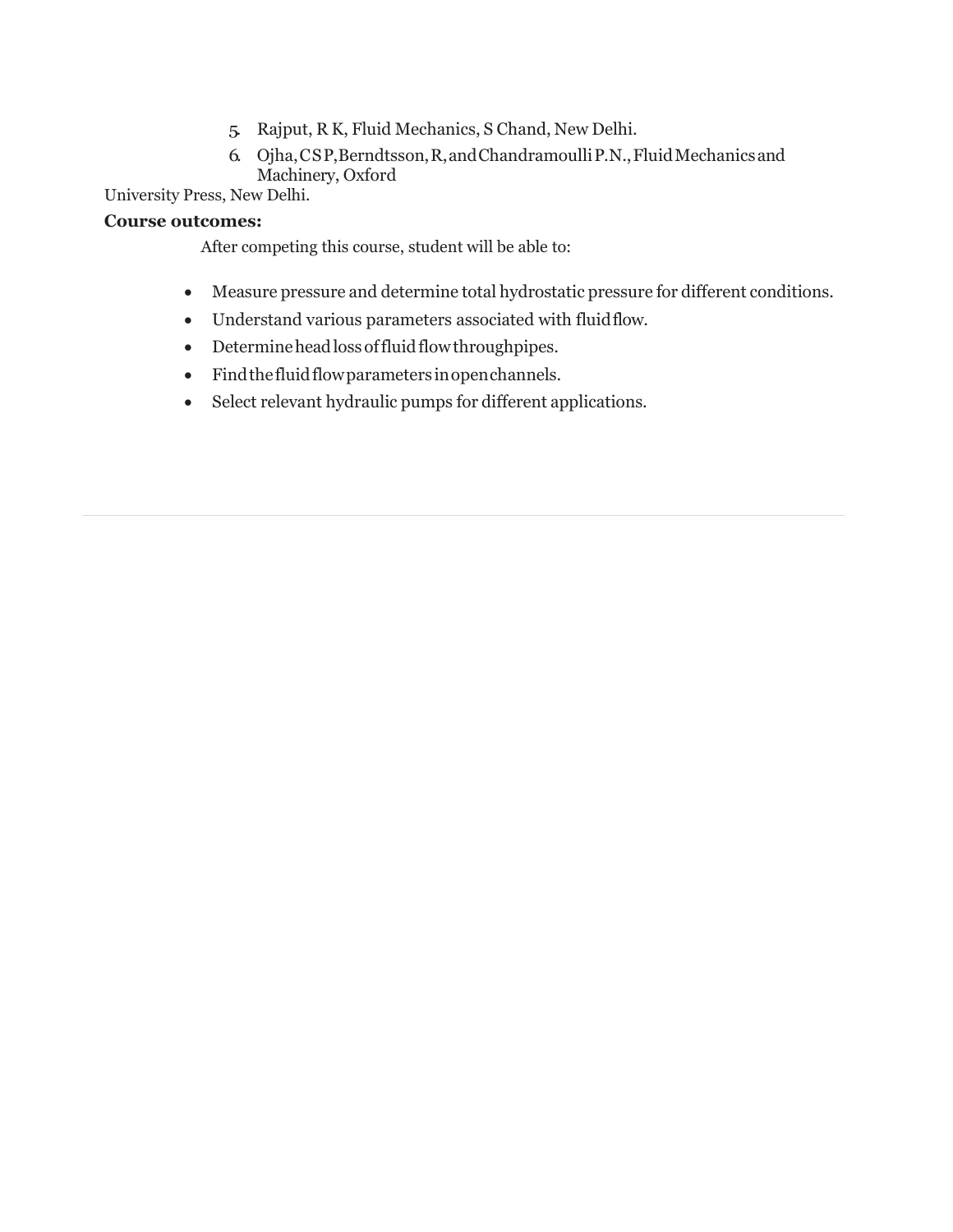5. Rajput, R K, Fluid Mechanics, S Chand, New Delhi.
6. Ojha, C S P, Berndtsson, R, and Chandramoulli P.N., Fluid Mechanics and Machinery, Oxford University Press, New Delhi.

**Course outcomes:**

After competing this course, student will be able to:

- Measure pressure and determine total hydrostatic pressure for different conditions.
- Understand various parameters associated with fluid flow.
- Determine head loss of fluid flow through pipes.
- Find the fluid flow parameters in open channels.
- Select relevant hydraulic pumps for different applications.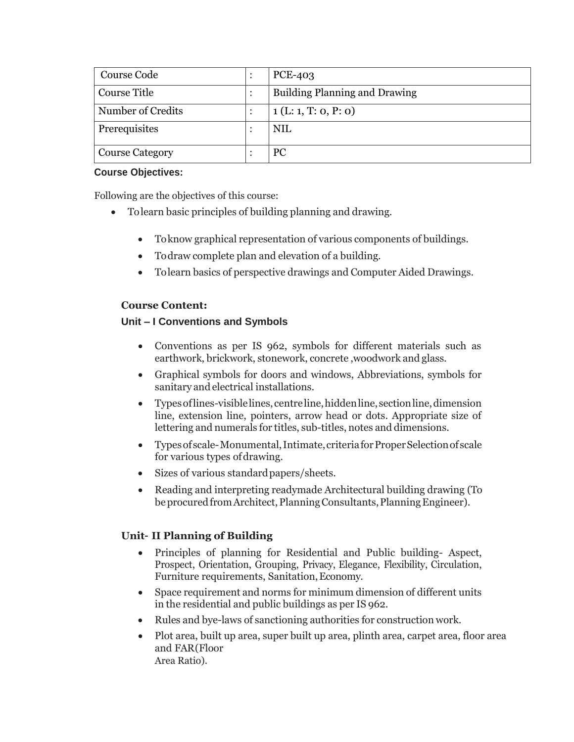| Course Code | : | PCE-403 |
|---|---|---|
| Course Title | : | Building Planning and Drawing |
| Number of Credits | : | 1 (L: 1, T: 0, P: 0) |
| Prerequisites | : | NIL |
| Course Category | : | PC |

**Course Objectives:**

Following are the objectives of this course:

- To learn basic principles of building planning and drawing.
  - To know graphical representation of various components of buildings.
  - To draw complete plan and elevation of a building.
  - To learn basics of perspective drawings and Computer Aided Drawings.

**Course Content:**

**Unit – I Conventions and Symbols**

- Conventions as per IS 962, symbols for different materials such as earthwork, brickwork, stonework, concrete ,woodwork and glass.
- Graphical symbols for doors and windows, Abbreviations, symbols for sanitary and electrical installations.
- Types of lines-visible lines, centre line, hidden line, section line, dimension line, extension line, pointers, arrow head or dots. Appropriate size of lettering and numerals for titles, sub-titles, notes and dimensions.
- Types of scale- Monumental, Intimate, criteria for Proper Selection of scale for various types of drawing.
- Sizes of various standard papers/sheets.
- Reading and interpreting readymade Architectural building drawing (To be procured from Architect, Planning Consultants, Planning Engineer).

**Unit- II Planning of Building**

- Principles of planning for Residential and Public building- Aspect, Prospect, Orientation, Grouping, Privacy, Elegance, Flexibility, Circulation, Furniture requirements, Sanitation, Economy.
- Space requirement and norms for minimum dimension of different units in the residential and public buildings as per IS 962.
- Rules and bye-laws of sanctioning authorities for construction work.
- Plot area, built up area, super built up area, plinth area, carpet area, floor area and FAR(Floor Area Ratio).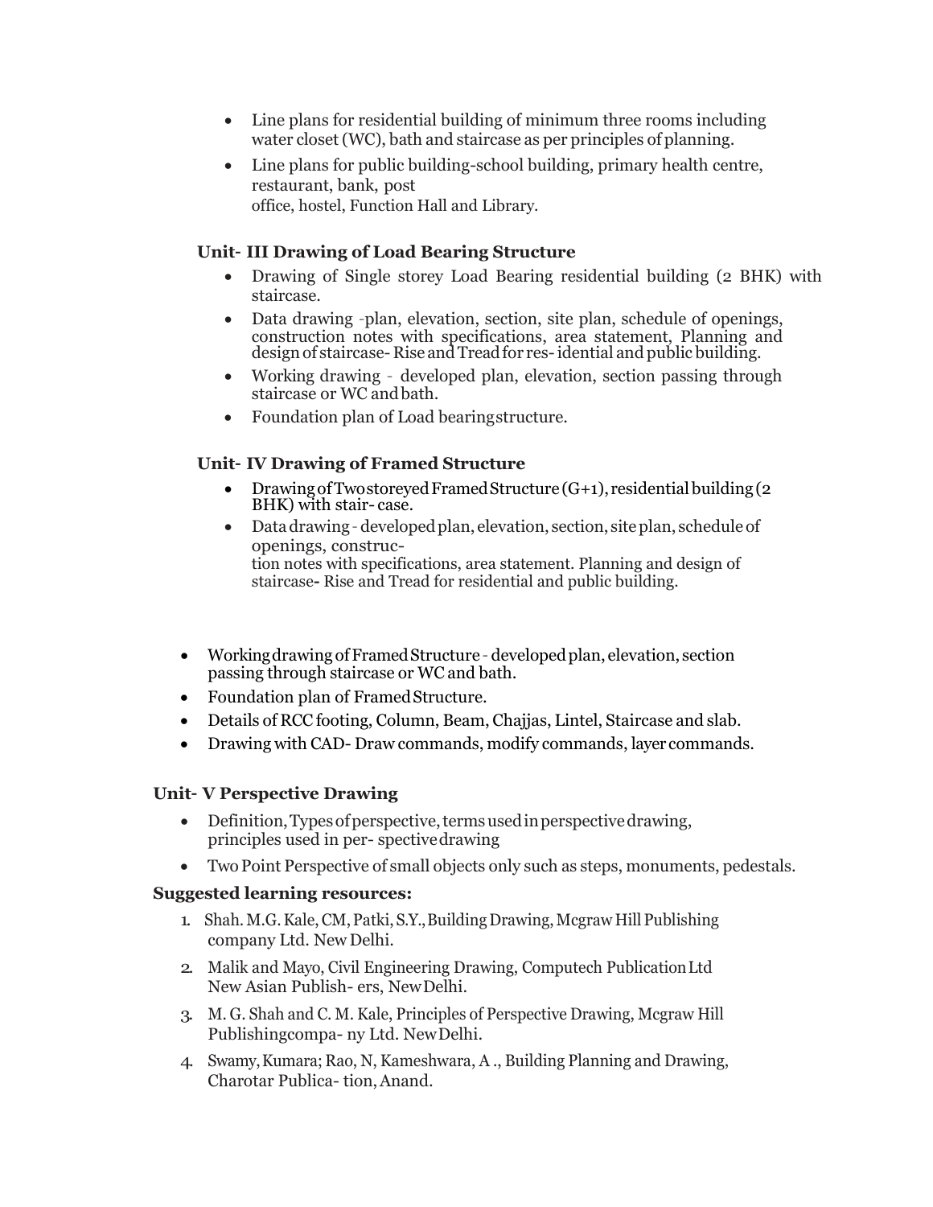- Line plans for residential building of minimum three rooms including water closet (WC), bath and staircase as per principles of planning.
- Line plans for public building-school building, primary health centre, restaurant, bank, post office, hostel, Function Hall and Library.

**Unit- III Drawing of Load Bearing Structure**

- Drawing of Single storey Load Bearing residential building (2 BHK) with staircase.
- Data drawing -plan, elevation, section, site plan, schedule of openings, construction notes with specifications, area statement, Planning and design of staircase- Rise and Tread for res- idential and public building.
- Working drawing - developed plan, elevation, section passing through staircase or WC and bath.
- Foundation plan of Load bearing structure.

**Unit- IV Drawing of Framed Structure**

- Drawing of Two storeyed Framed Structure (G+1), residential building (2 BHK) with stair- case.
- Data drawing - developed plan, elevation, section, site plan, schedule of openings, construc- tion notes with specifications, area statement. Planning and design of staircase- Rise and Tread for residential and public building.
- Working drawing of Framed Structure - developed plan, elevation, section passing through staircase or WC and bath.
- Foundation plan of Framed Structure.
- Details of RCC footing, Column, Beam, Chajjas, Lintel, Staircase and slab.
- Drawing with CAD- Draw commands, modify commands, layer commands.

**Unit- V Perspective Drawing**

- Definition, Types of perspective, terms used in perspective drawing, principles used in per- spective drawing
- Two Point Perspective of small objects only such as steps, monuments, pedestals.

**Suggested learning resources:**

1. Shah. M.G. Kale, CM, Patki, S.Y., Building Drawing, Mcgraw Hill Publishing company Ltd. New Delhi.
2. Malik and Mayo, Civil Engineering Drawing, Computech Publication Ltd New Asian Publish- ers, New Delhi.
3. M. G. Shah and C. M. Kale, Principles of Perspective Drawing, Mcgraw Hill Publishingcompa- ny Ltd. New Delhi.
4. Swamy, Kumara; Rao, N, Kameshwara, A ., Building Planning and Drawing, Charotar Publica- tion, Anand.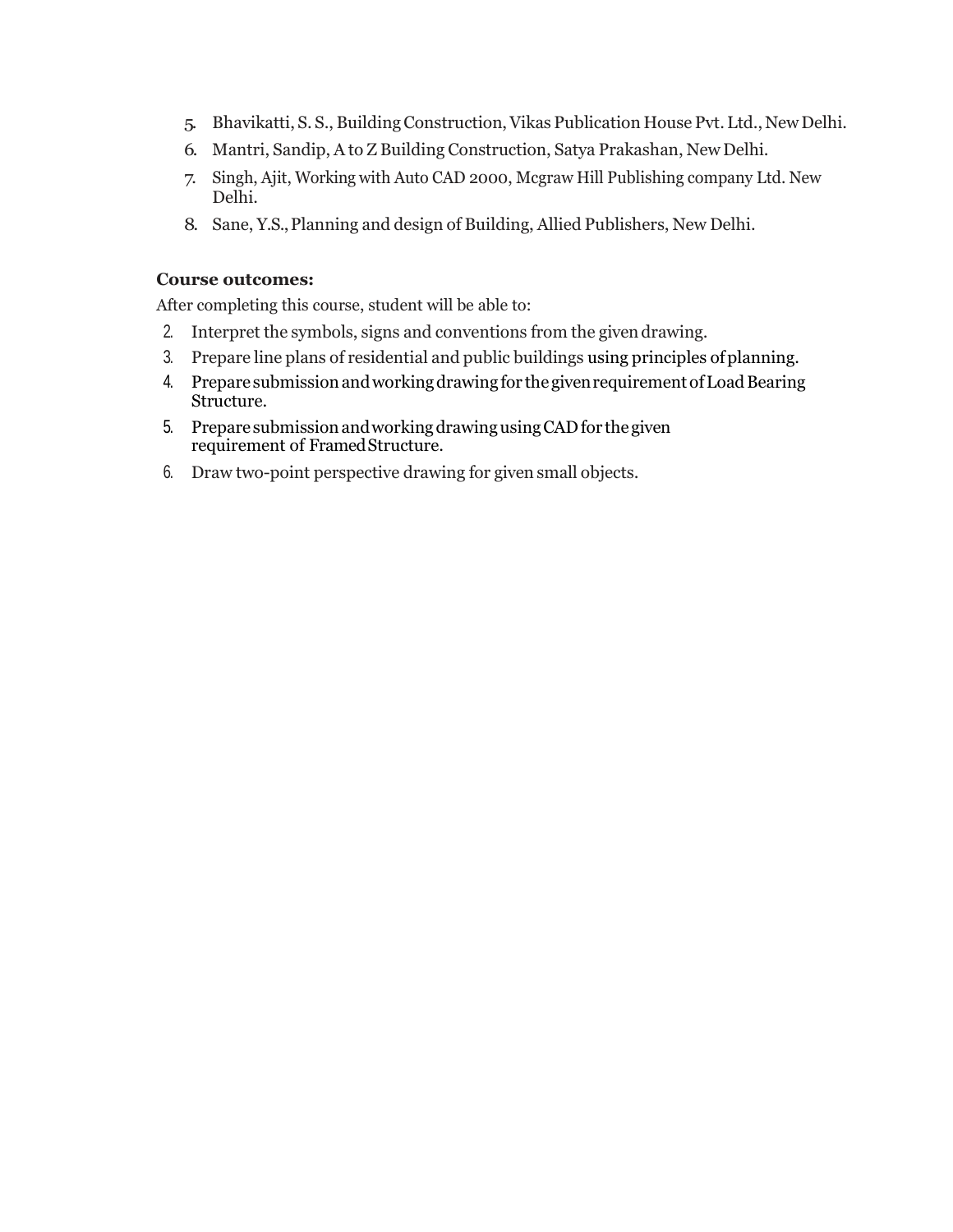5. Bhavikatti, S. S., Building Construction, Vikas Publication House Pvt. Ltd., New Delhi.
6. Mantri, Sandip, A to Z Building Construction, Satya Prakashan, New Delhi.
7. Singh, Ajit, Working with Auto CAD 2000, Mcgraw Hill Publishing company Ltd. New Delhi.
8. Sane, Y.S., Planning and design of Building, Allied Publishers, New Delhi.

**Course outcomes:**

After completing this course, student will be able to:

2. Interpret the symbols, signs and conventions from the given drawing.
3. Prepare line plans of residential and public buildings using principles of planning.
4. Prepare submission and working drawing for the given requirement of Load Bearing Structure.
5. Prepare submission and working drawing using CAD for the given requirement of Framed Structure.
6. Draw two-point perspective drawing for given small objects.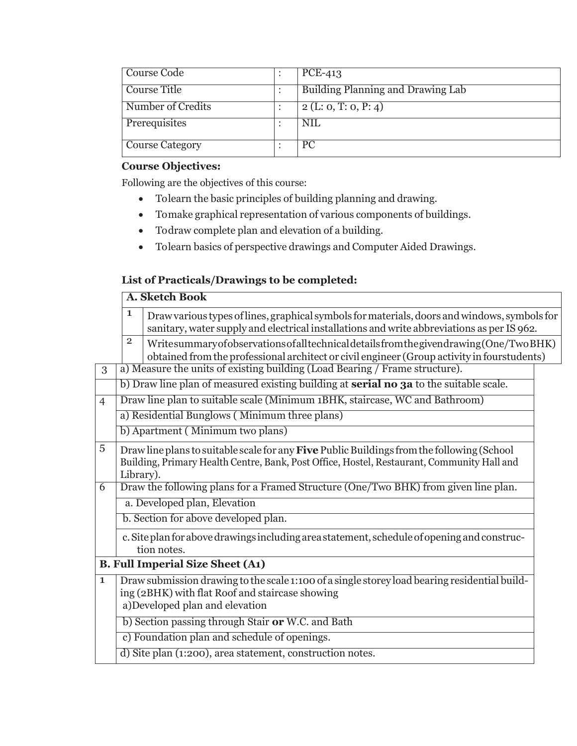| Course Code | : | PCE-413 |
| --- | --- | --- |
| Course Title | : | Building Planning and Drawing Lab |
| Number of Credits | : | 2 (L: 0, T: 0, P: 4) |
| Prerequisites | : | NIL |
| Course Category | : | PC |

**Course Objectives:**

Following are the objectives of this course:

- To learn the basic principles of building planning and drawing.
- To make graphical representation of various components of buildings.
- To draw complete plan and elevation of a building.
- To learn basics of perspective drawings and Computer Aided Drawings.

**List of Practicals/Drawings to be completed:**

| **A. Sketch Book** | |
| --- | --- |
| 1 | Draw various types of lines, graphical symbols for materials, doors and windows, symbols for sanitary, water supply and electrical installations and write abbreviations as per IS 962. |
| 2 | Write summary of observations of all technical details from the given drawing (One/Two BHK) obtained from the professional architect or civil engineer (Group activity in four students) |
| 3 | a) Measure the units of existing building (Load Bearing / Frame structure). |
| | b) Draw line plan of measured existing building at **serial no 3a** to the suitable scale. |
| 4 | Draw line plan to suitable scale (Minimum 1BHK, staircase, WC and Bathroom) |
| | a) Residential Bunglows ( Minimum three plans) |
| | b) Apartment ( Minimum two plans) |
| 5 | Draw line plans to suitable scale for any **Five** Public Buildings from the following (School Building, Primary Health Centre, Bank, Post Office, Hostel, Restaurant, Community Hall and Library). |
| 6 | Draw the following plans for a Framed Structure (One/Two BHK) from given line plan. |
| | a. Developed plan, Elevation |
| | b. Section for above developed plan. |
| | c. Site plan for above drawings including area statement, schedule of opening and construction notes. |
| **B. Full Imperial Size Sheet (A1)** | |
| 1 | Draw submission drawing to the scale 1:100 of a single storey load bearing residential building (2BHK) with flat Roof and staircase showing<br>a) Developed plan and elevation |
| | b) Section passing through Stair **or** W.C. and Bath |
| | c) Foundation plan and schedule of openings. |
| | d) Site plan (1:200), area statement, construction notes. |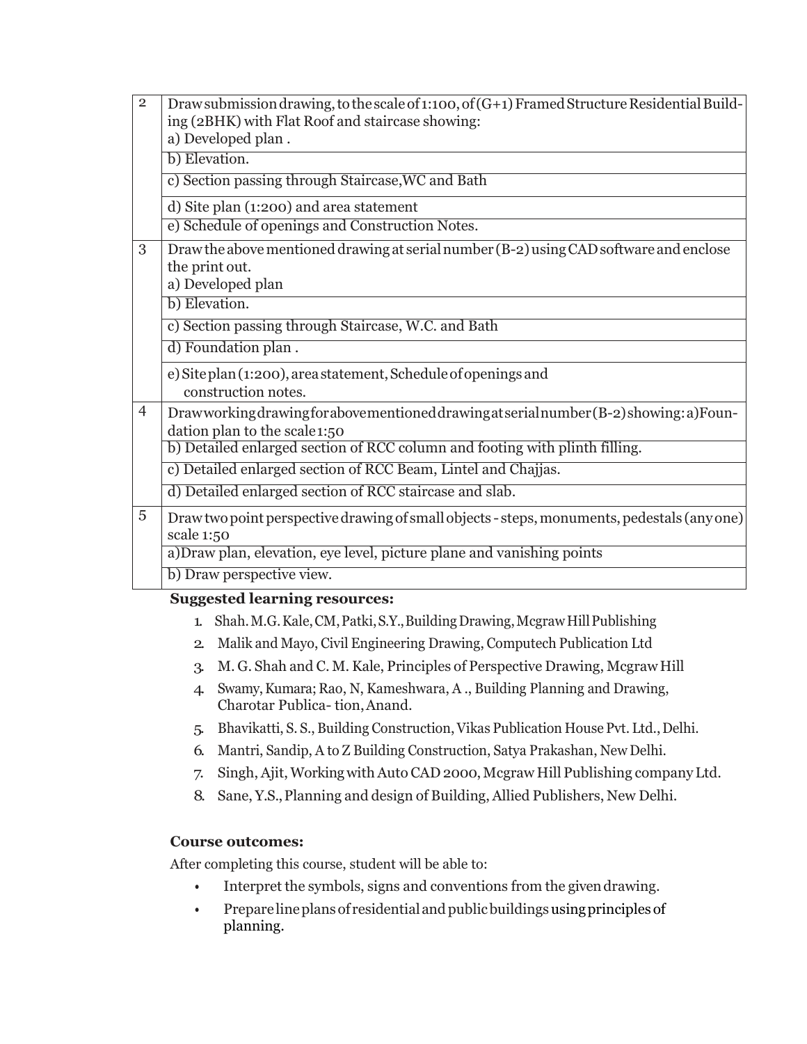| | |
|---|---|
| 2 | Draw submission drawing, to the scale of 1:100, of (G+1) Framed Structure Residential Building (2BHK) with Flat Roof and staircase showing:<br>a) Developed plan . |
| | b) Elevation. |
| | c) Section passing through Staircase,WC and Bath |
| | d) Site plan (1:200) and area statement |
| | e) Schedule of openings and Construction Notes. |
| 3 | Draw the above mentioned drawing at serial number (B-2) using CAD software and enclose the print out.<br>a) Developed plan |
| | b) Elevation. |
| | c) Section passing through Staircase, W.C. and Bath |
| | d) Foundation plan . |
| | e) Site plan (1:200), area statement, Schedule of openings and construction notes. |
| 4 | Draw working drawing for above mentioned drawing at serial number (B-2) showing: a) Foundation plan to the scale 1:50 |
| | b) Detailed enlarged section of RCC column and footing with plinth filling. |
| | c) Detailed enlarged section of RCC Beam, Lintel and Chajjas. |
| | d) Detailed enlarged section of RCC staircase and slab. |
| 5 | Draw two point perspective drawing of small objects - steps, monuments, pedestals (any one) scale 1:50 |
| | a)Draw plan, elevation, eye level, picture plane and vanishing points |
| | b) Draw perspective view. |

**Suggested learning resources:**

1. Shah. M.G. Kale, CM, Patki, S.Y., Building Drawing, Mcgraw Hill Publishing
2. Malik and Mayo, Civil Engineering Drawing, Computech Publication Ltd
3. M. G. Shah and C. M. Kale, Principles of Perspective Drawing, Mcgraw Hill
4. Swamy, Kumara; Rao, N, Kameshwara, A ., Building Planning and Drawing, Charotar Publica- tion, Anand.
5. Bhavikatti, S. S., Building Construction, Vikas Publication House Pvt. Ltd., Delhi.
6. Mantri, Sandip, A to Z Building Construction, Satya Prakashan, New Delhi.
7. Singh, Ajit, Working with Auto CAD 2000, Mcgraw Hill Publishing company Ltd.
8. Sane, Y.S., Planning and design of Building, Allied Publishers, New Delhi.

**Course outcomes:**

After completing this course, student will be able to:

- Interpret the symbols, signs and conventions from the given drawing.
- Prepare line plans of residential and public buildings using principles of planning.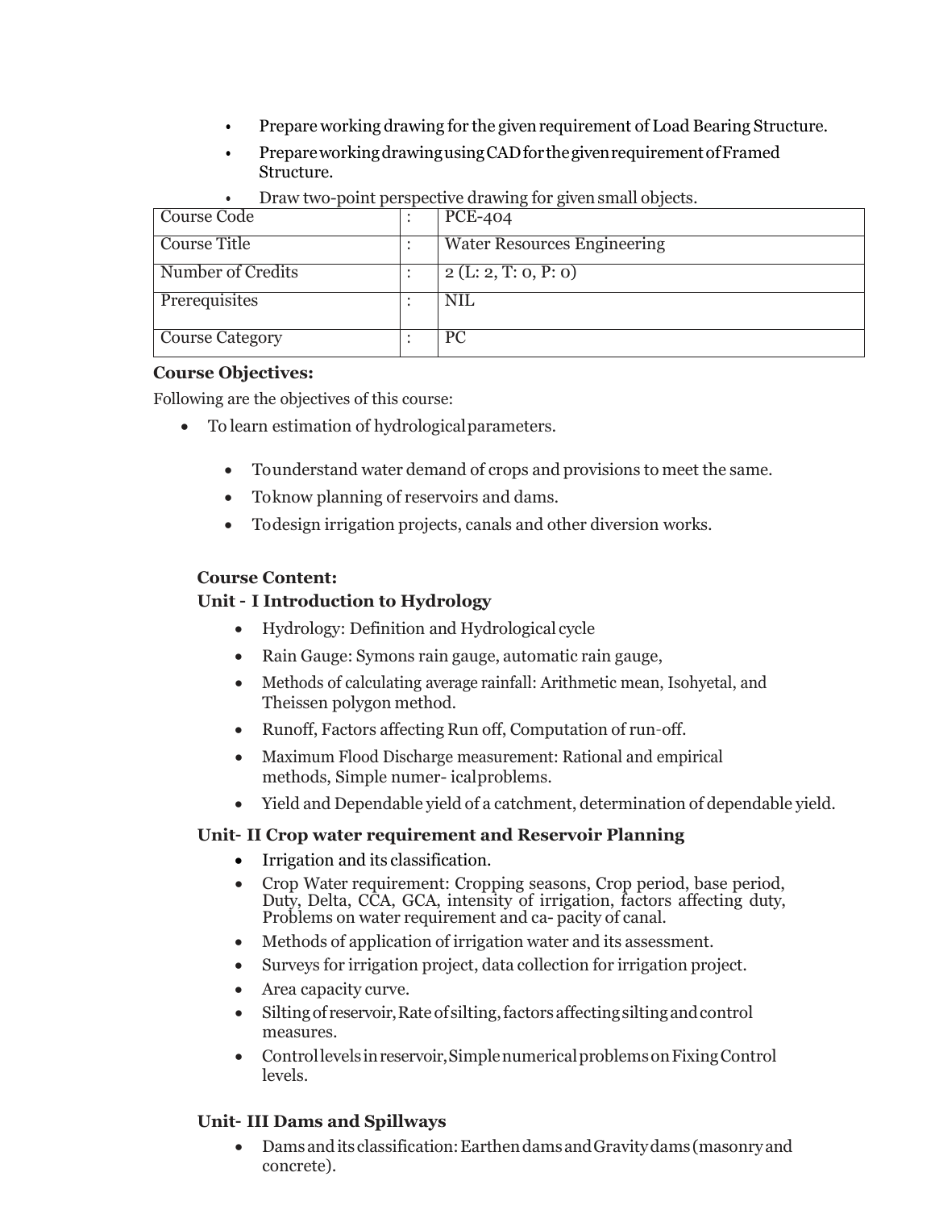- Prepare working drawing for the given requirement of Load Bearing Structure.
- Prepare working drawing using CAD for the given requirement of Framed Structure.
- Draw two-point perspective drawing for given small objects.

| Course Code | : | PCE-404 |
|---|---|---|
| Course Title | : | Water Resources Engineering |
| Number of Credits | : | 2 (L: 2, T: 0, P: 0) |
| Prerequisites | : | NIL |
| Course Category | : | PC |

**Course Objectives:**

Following are the objectives of this course:

- To learn estimation of hydrological parameters.
- To understand water demand of crops and provisions to meet the same.
- To know planning of reservoirs and dams.
- To design irrigation projects, canals and other diversion works.

**Course Content:**

**Unit - I Introduction to Hydrology**

- Hydrology: Definition and Hydrological cycle
- Rain Gauge: Symons rain gauge, automatic rain gauge,
- Methods of calculating average rainfall: Arithmetic mean, Isohyetal, and Theissen polygon method.
- Runoff, Factors affecting Run off, Computation of run-off.
- Maximum Flood Discharge measurement: Rational and empirical methods, Simple numer- ical problems.
- Yield and Dependable yield of a catchment, determination of dependable yield.

**Unit- II Crop water requirement and Reservoir Planning**

- Irrigation and its classification.
- Crop Water requirement: Cropping seasons, Crop period, base period, Duty, Delta, CCA, GCA, intensity of irrigation, factors affecting duty, Problems on water requirement and ca- pacity of canal.
- Methods of application of irrigation water and its assessment.
- Surveys for irrigation project, data collection for irrigation project.
- Area capacity curve.
- Silting of reservoir, Rate of silting, factors affecting silting and control measures.
- Control levels in reservoir, Simple numerical problems on Fixing Control levels.

**Unit- III Dams and Spillways**

- Dams and its classification: Earthen dams and Gravity dams (masonry and concrete).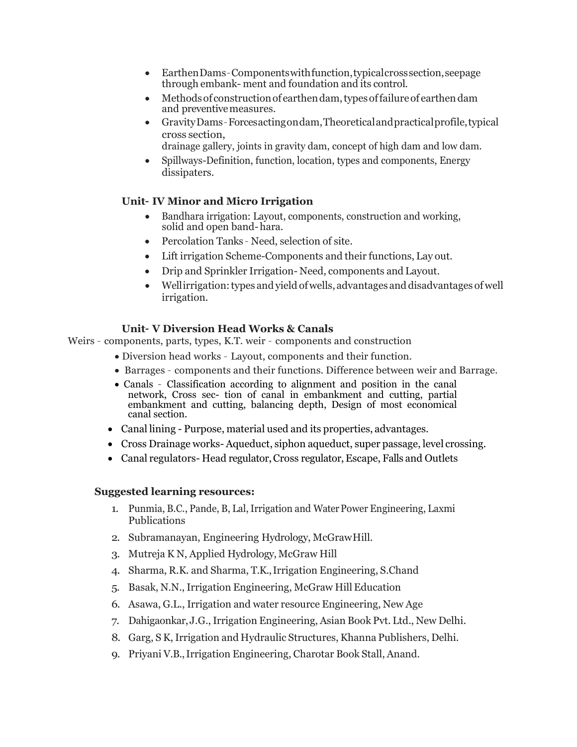- Earthen Dams - Components with function, typical cross section, seepage through embank- ment and foundation and its control.
- Methods of construction of earthen dam, types of failure of earthen dam and preventive measures.
- Gravity Dams - Forces acting on dam, Theoretical and practical profile, typical cross section,
  drainage gallery, joints in gravity dam, concept of high dam and low dam.
- Spillways-Definition, function, location, types and components, Energy dissipaters.

**Unit- IV Minor and Micro Irrigation**

- Bandhara irrigation: Layout, components, construction and working, solid and open band- hara.
- Percolation Tanks - Need, selection of site.
- Lift irrigation Scheme-Components and their functions, Lay out.
- Drip and Sprinkler Irrigation- Need, components and Layout.
- Well irrigation: types and yield of wells, advantages and disadvantages of well irrigation.

**Unit- V Diversion Head Works & Canals**

Weirs - components, parts, types, K.T. weir - components and construction

- Diversion head works - Layout, components and their function.
- Barrages - components and their functions. Difference between weir and Barrage.
- Canals - Classification according to alignment and position in the canal network, Cross sec- tion of canal in embankment and cutting, partial embankment and cutting, balancing depth, Design of most economical canal section.
- Canal lining - Purpose, material used and its properties, advantages.
- Cross Drainage works- Aqueduct, siphon aqueduct, super passage, level crossing.
- Canal regulators- Head regulator, Cross regulator, Escape, Falls and Outlets

**Suggested learning resources:**

1. Punmia, B.C., Pande, B, Lal, Irrigation and Water Power Engineering, Laxmi Publications
2. Subramanayan, Engineering Hydrology, McGrawHill.
3. Mutreja K N, Applied Hydrology, McGraw Hill
4. Sharma, R.K. and Sharma, T.K., Irrigation Engineering, S.Chand
5. Basak, N.N., Irrigation Engineering, McGraw Hill Education
6. Asawa, G.L., Irrigation and water resource Engineering, New Age
7. Dahigaonkar, J.G., Irrigation Engineering, Asian Book Pvt. Ltd., New Delhi.
8. Garg, S K, Irrigation and Hydraulic Structures, Khanna Publishers, Delhi.
9. Priyani V.B., Irrigation Engineering, Charotar Book Stall, Anand.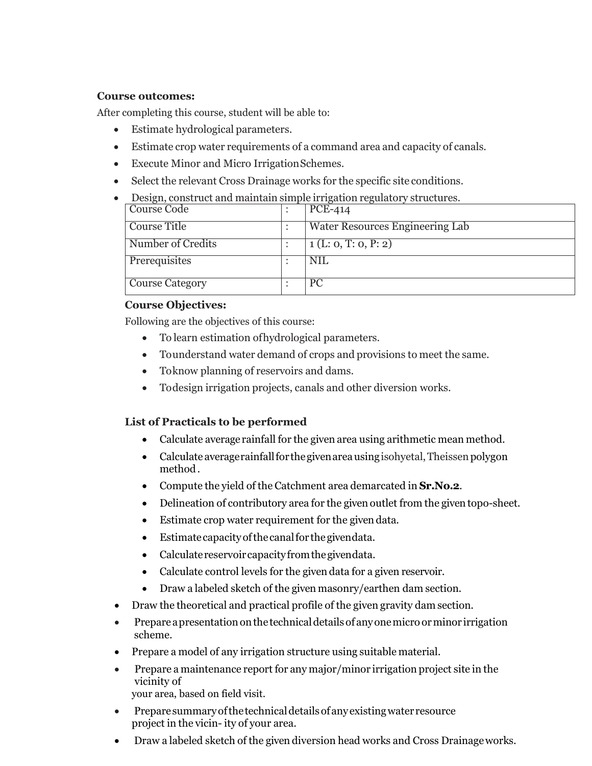**Course outcomes:**

After completing this course, student will be able to:

- Estimate hydrological parameters.
- Estimate crop water requirements of a command area and capacity of canals.
- Execute Minor and Micro Irrigation Schemes.
- Select the relevant Cross Drainage works for the specific site conditions.
- Design, construct and maintain simple irrigation regulatory structures.

| Course Code | : | PCE-414 |
|---|---|---|
| Course Title | : | Water Resources Engineering Lab |
| Number of Credits | : | 1 (L: 0, T: 0, P: 2) |
| Prerequisites | : | NIL |
| Course Category | : | PC |

**Course Objectives:**

Following are the objectives of this course:

- To learn estimation of hydrological parameters.
- To understand water demand of crops and provisions to meet the same.
- To know planning of reservoirs and dams.
- To design irrigation projects, canals and other diversion works.

**List of Practicals to be performed**

- Calculate average rainfall for the given area using arithmetic mean method.
- Calculate average rainfall for the given area using isohyetal, Theissen polygon method.
- Compute the yield of the Catchment area demarcated in **Sr.No.2**.
- Delineation of contributory area for the given outlet from the given topo-sheet.
- Estimate crop water requirement for the given data.
- Estimate capacity of the canal for the given data.
- Calculate reservoir capacity from the given data.
- Calculate control levels for the given data for a given reservoir.
- Draw a labeled sketch of the given masonry/earthen dam section.
- Draw the theoretical and practical profile of the given gravity dam section.
- Prepare a presentation on the technical details of any one micro or minor irrigation scheme.
- Prepare a model of any irrigation structure using suitable material.
- Prepare a maintenance report for any major/minor irrigation project site in the vicinity of your area, based on field visit.
- Prepare summary of the technical details of any existing water resource project in the vicin- ity of your area.
- Draw a labeled sketch of the given diversion head works and Cross Drainage works.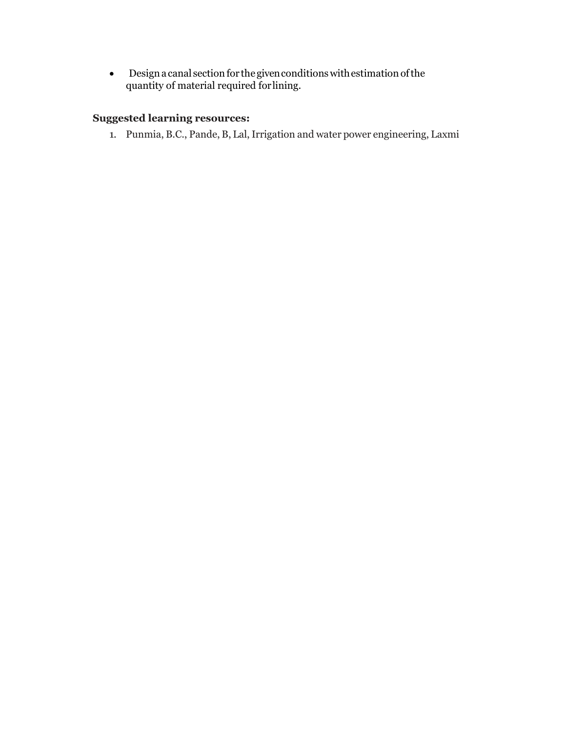- Design a canal section for the given conditions with estimation of the quantity of material required for lining.

**Suggested learning resources:**

1. Punmia, B.C., Pande, B, Lal, Irrigation and water power engineering, Laxmi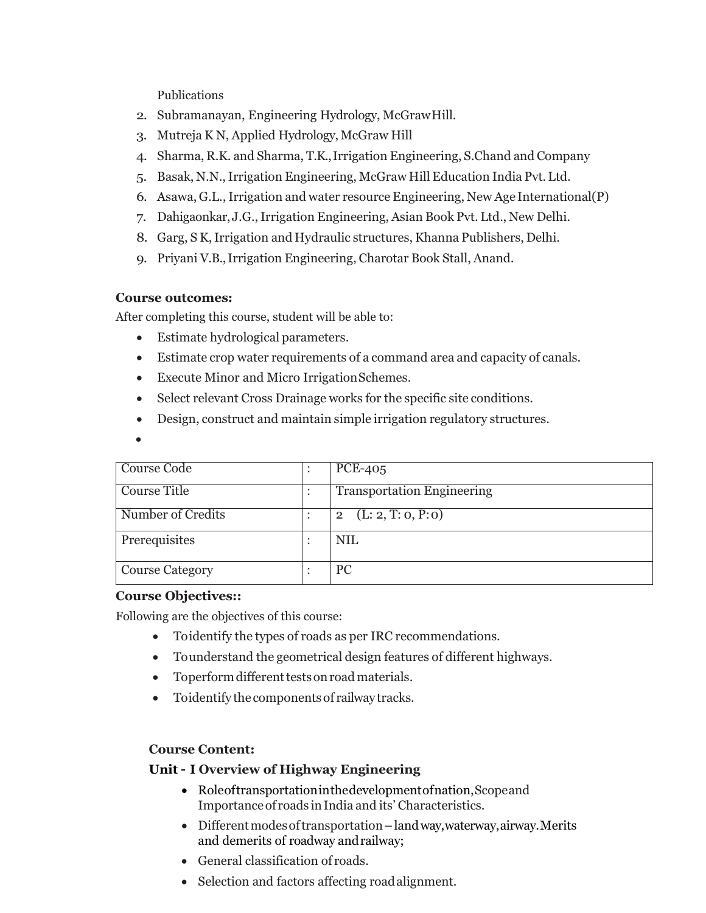Publications

2. Subramanayan, Engineering Hydrology, McGrawHill.
3. Mutreja K N, Applied Hydrology, McGraw Hill
4. Sharma, R.K. and Sharma, T.K., Irrigation Engineering, S.Chand and Company
5. Basak, N.N., Irrigation Engineering, McGraw Hill Education India Pvt. Ltd.
6. Asawa, G.L., Irrigation and water resource Engineering, New Age International(P)
7. Dahigaonkar, J.G., Irrigation Engineering, Asian Book Pvt. Ltd., New Delhi.
8. Garg, S K, Irrigation and Hydraulic structures, Khanna Publishers, Delhi.
9. Priyani V.B., Irrigation Engineering, Charotar Book Stall, Anand.

**Course outcomes:**

After completing this course, student will be able to:

- Estimate hydrological parameters.
- Estimate crop water requirements of a command area and capacity of canals.
- Execute Minor and Micro Irrigation Schemes.
- Select relevant Cross Drainage works for the specific site conditions.
- Design, construct and maintain simple irrigation regulatory structures.
-

| Course Code | : | PCE-405 |
|---|---|---|
| Course Title | : | Transportation Engineering |
| Number of Credits | : | 2 (L: 2, T: 0, P: 0) |
| Prerequisites | : | NIL |
| Course Category | : | PC |

**Course Objectives::**

Following are the objectives of this course:

- To identify the types of roads as per IRC recommendations.
- To understand the geometrical design features of different highways.
- To perform different tests on road materials.
- To identify the components of railway tracks.

**Course Content:**

**Unit - I Overview of Highway Engineering**

- Role of transportation in the development of nation, Scope and Importance of roads in India and its' Characteristics.
- Different modes of transportation – land way, waterway, airway. Merits and demerits of roadway and railway;
- General classification of roads.
- Selection and factors affecting road alignment.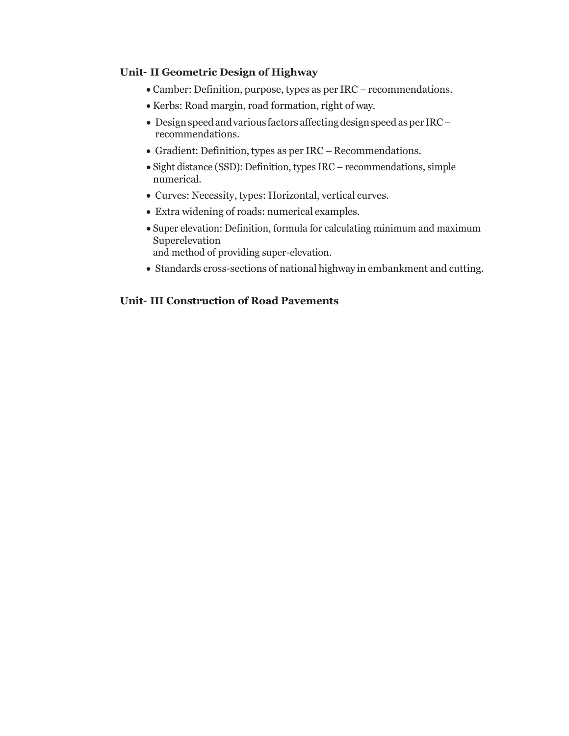**Unit- II Geometric Design of Highway**

- Camber: Definition, purpose, types as per IRC – recommendations.
- Kerbs: Road margin, road formation, right of way.
- Design speed and various factors affecting design speed as per IRC – recommendations.
- Gradient: Definition, types as per IRC – Recommendations.
- Sight distance (SSD): Definition, types IRC – recommendations, simple numerical.
- Curves: Necessity, types: Horizontal, vertical curves.
- Extra widening of roads: numerical examples.
- Super elevation: Definition, formula for calculating minimum and maximum Superelevation
  and method of providing super-elevation.
- Standards cross-sections of national highway in embankment and cutting.

**Unit- III Construction of Road Pavements**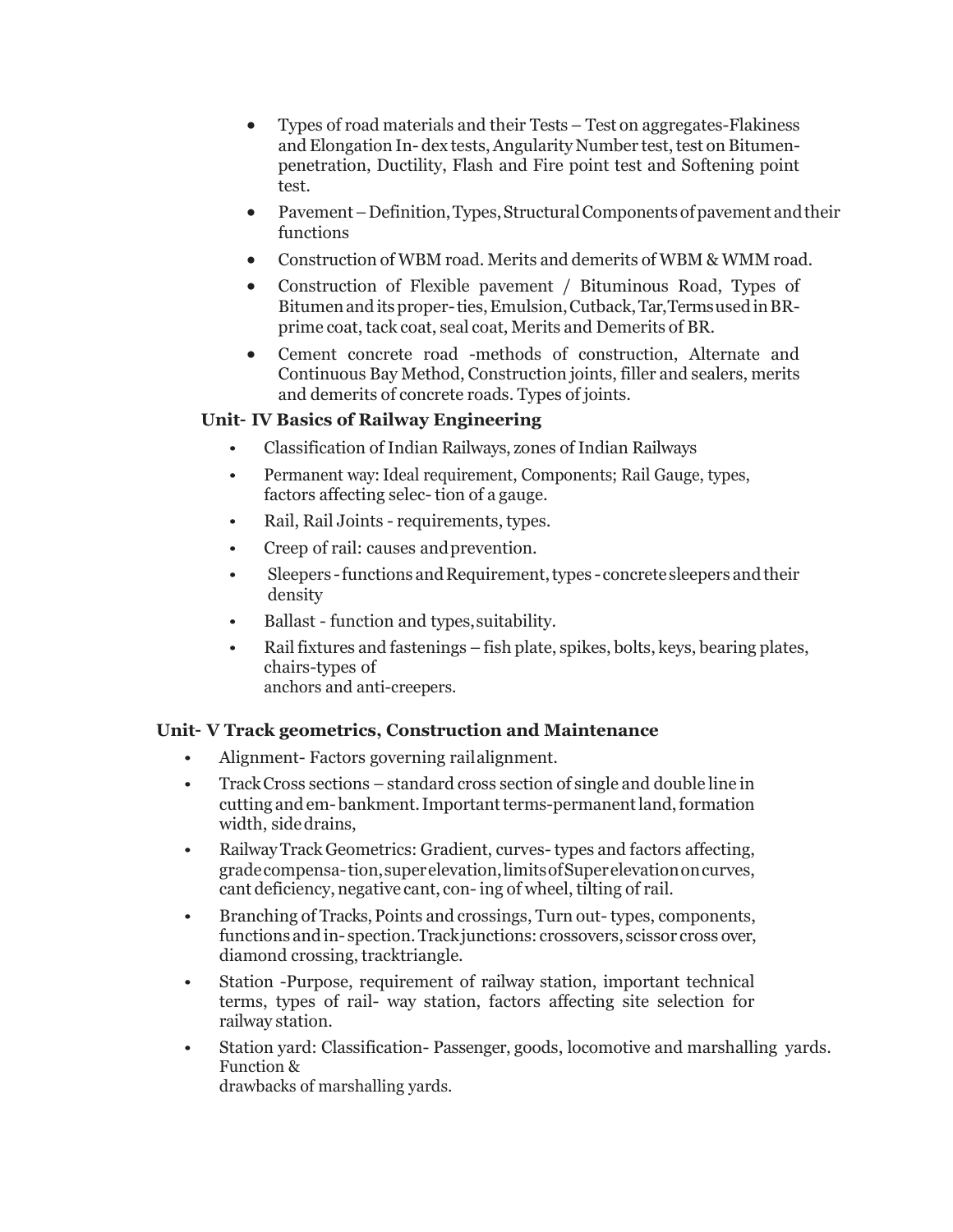- Types of road materials and their Tests – Test on aggregates-Flakiness and Elongation In- dex tests, Angularity Number test, test on Bitumen-penetration, Ductility, Flash and Fire point test and Softening point test.
- Pavement – Definition, Types, Structural Components of pavement and their functions
- Construction of WBM road. Merits and demerits of WBM & WMM road.
- Construction of Flexible pavement / Bituminous Road, Types of Bitumen and its proper- ties, Emulsion, Cutback, Tar, Terms used in BR-prime coat, tack coat, seal coat, Merits and Demerits of BR.
- Cement concrete road -methods of construction, Alternate and Continuous Bay Method, Construction joints, filler and sealers, merits and demerits of concrete roads. Types of joints.

**Unit- IV Basics of Railway Engineering**

- Classification of Indian Railways, zones of Indian Railways
- Permanent way: Ideal requirement, Components; Rail Gauge, types, factors affecting selec- tion of a gauge.
- Rail, Rail Joints - requirements, types.
- Creep of rail: causes and prevention.
- Sleepers - functions and Requirement, types - concrete sleepers and their density
- Ballast - function and types, suitability.
- Rail fixtures and fastenings – fish plate, spikes, bolts, keys, bearing plates, chairs-types of anchors and anti-creepers.

**Unit- V Track geometrics, Construction and Maintenance**

- Alignment- Factors governing rail alignment.
- Track Cross sections – standard cross section of single and double line in cutting and em- bankment. Important terms-permanent land, formation width, side drains,
- Railway Track Geometrics: Gradient, curves- types and factors affecting, grade compensa- tion, super elevation, limits of Super elevation on curves, cant deficiency, negative cant, con- ing of wheel, tilting of rail.
- Branching of Tracks, Points and crossings, Turn out- types, components, functions and in- spection. Track junctions: crossovers, scissor cross over, diamond crossing, track triangle.
- Station -Purpose, requirement of railway station, important technical terms, types of rail- way station, factors affecting site selection for railway station.
- Station yard: Classification- Passenger, goods, locomotive and marshalling yards. Function & drawbacks of marshalling yards.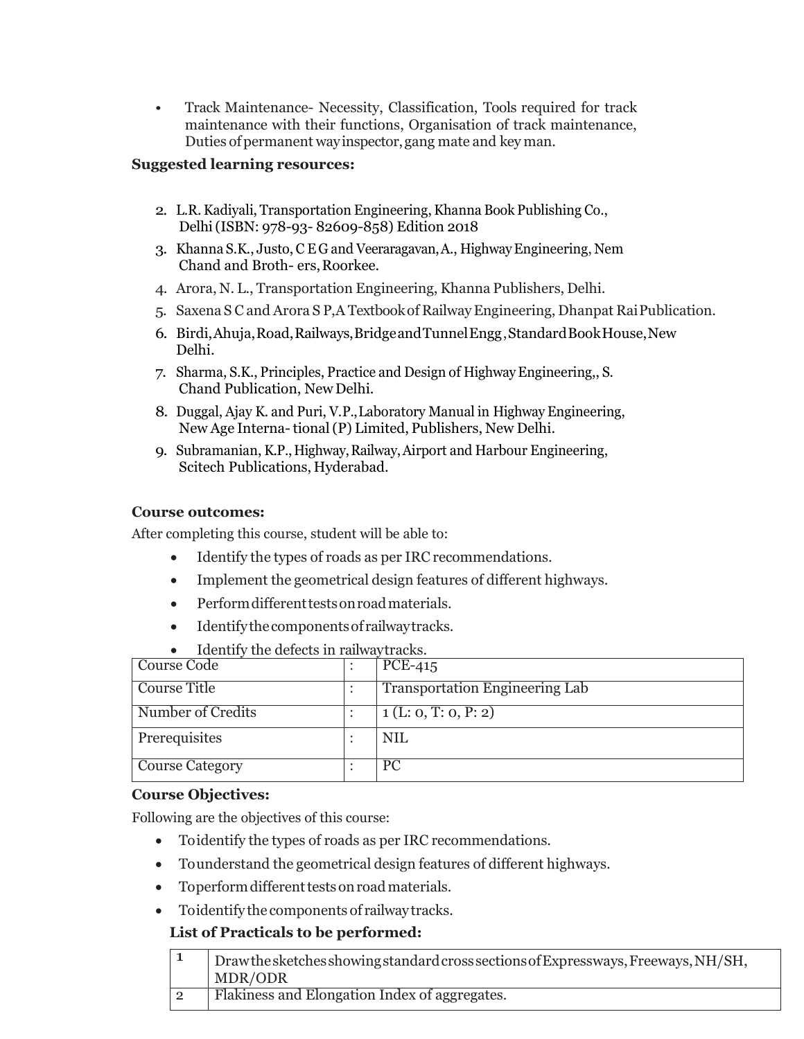- Track Maintenance- Necessity, Classification, Tools required for track maintenance with their functions, Organisation of track maintenance, Duties of permanent way inspector, gang mate and key man.

**Suggested learning resources:**

2. L.R. Kadiyali, Transportation Engineering, Khanna Book Publishing Co., Delhi (ISBN: 978-93- 82609-858) Edition 2018
3. Khanna S.K., Justo, C E G and Veeraragavan, A., Highway Engineering, Nem Chand and Broth- ers, Roorkee.
4. Arora, N. L., Transportation Engineering, Khanna Publishers, Delhi.
5. Saxena S C and Arora S P, A Textbook of Railway Engineering, Dhanpat Rai Publication.
6. Birdi, Ahuja, Road, Railways, Bridge and Tunnel Engg , Standard Book House, New Delhi.
7. Sharma, S.K., Principles, Practice and Design of Highway Engineering,, S. Chand Publication, New Delhi.
8. Duggal, Ajay K. and Puri, V.P., Laboratory Manual in Highway Engineering, New Age Interna- tional (P) Limited, Publishers, New Delhi.
9. Subramanian, K.P., Highway, Railway, Airport and Harbour Engineering, Scitech Publications, Hyderabad.

**Course outcomes:**

After completing this course, student will be able to:

- Identify the types of roads as per IRC recommendations.
- Implement the geometrical design features of different highways.
- Perform different tests on road materials.
- Identify the components of railway tracks.
- Identify the defects in railway tracks.

| | | |
|---|---|---|
| Course Code | : | PCE-415 |
| Course Title | : | Transportation Engineering Lab |
| Number of Credits | : | 1 (L: 0, T: 0, P: 2) |
| Prerequisites | : | NIL |
| Course Category | : | PC |

**Course Objectives:**

Following are the objectives of this course:

- To identify the types of roads as per IRC recommendations.
- To understand the geometrical design features of different highways.
- To perform different tests on road materials.
- To identify the components of railway tracks.

**List of Practicals to be performed:**

| | |
|---|---|
| 1 | Draw the sketches showing standard cross sections of Expressways, Freeways, NH/SH, MDR/ODR |
| 2 | Flakiness and Elongation Index of aggregates. |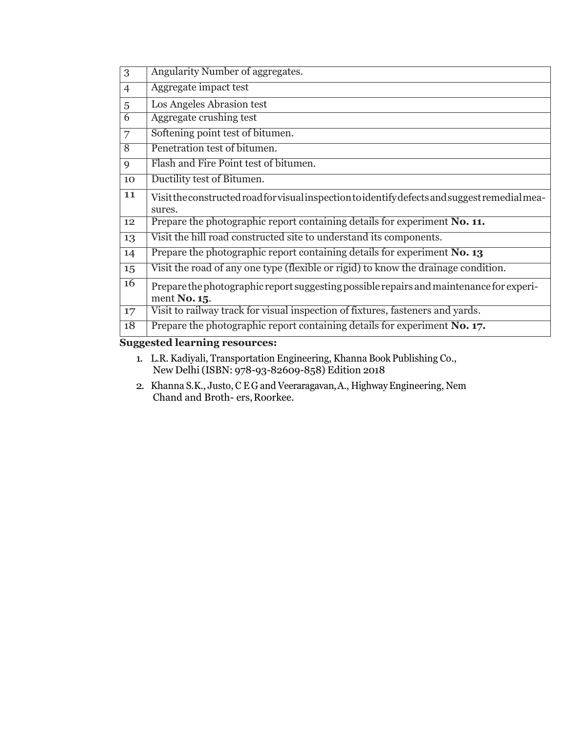| 3 | Angularity Number of aggregates. |
|---|---|
| 4 | Aggregate impact test |
| 5 | Los Angeles Abrasion test |
| 6 | Aggregate crushing test |
| 7 | Softening point test of bitumen. |
| 8 | Penetration test of bitumen. |
| 9 | Flash and Fire Point test of bitumen. |
| 10 | Ductility test of Bitumen. |
| 11 | Visit the constructed road for visual inspection to identify defects and suggest remedial measures. |
| 12 | Prepare the photographic report containing details for experiment **No. 11.** |
| 13 | Visit the hill road constructed site to understand its components. |
| 14 | Prepare the photographic report containing details for experiment **No. 13** |
| 15 | Visit the road of any one type (flexible or rigid) to know the drainage condition. |
| 16 | Prepare the photographic report suggesting possible repairs and maintenance for experiment **No. 15**. |
| 17 | Visit to railway track for visual inspection of fixtures, fasteners and yards. |
| 18 | Prepare the photographic report containing details for experiment **No. 17.** |

**Suggested learning resources:**

1. L.R. Kadiyali, Transportation Engineering, Khanna Book Publishing Co., New Delhi (ISBN: 978-93-82609-858) Edition 2018
2. Khanna S.K., Justo, C E G and Veeraragavan, A., Highway Engineering, Nem Chand and Broth- ers, Roorkee.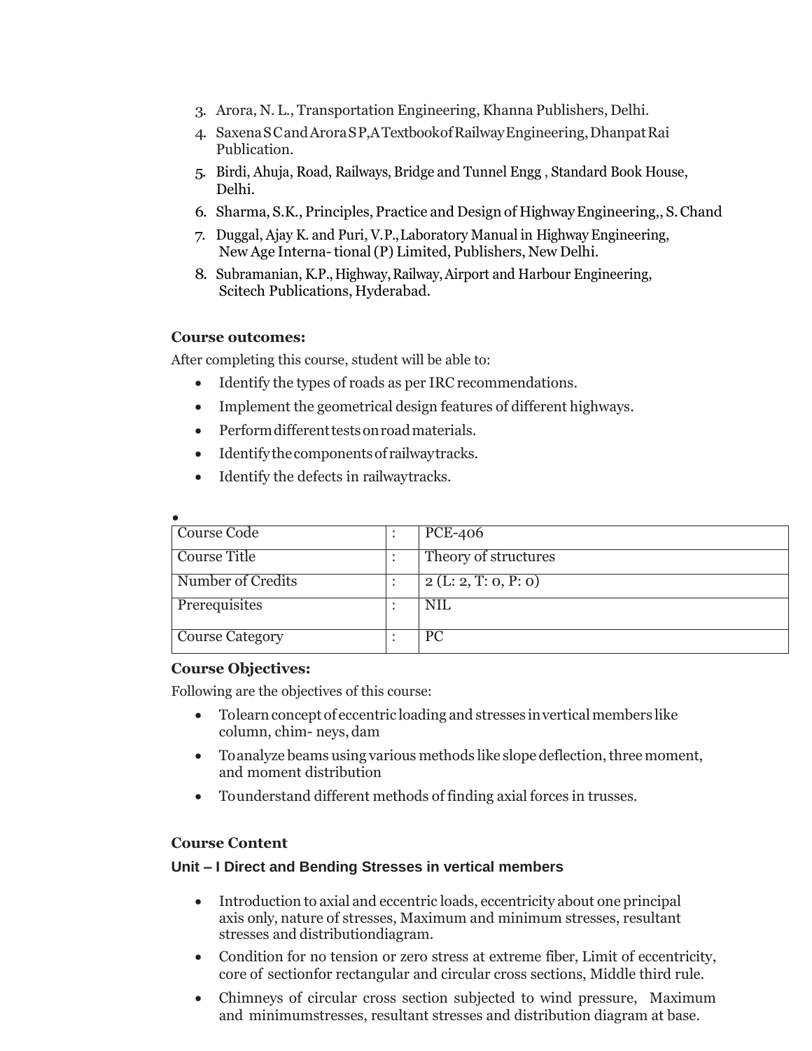3. Arora, N. L., Transportation Engineering, Khanna Publishers, Delhi.
4. Saxena S C and Arora S P, A Textbook of Railway Engineering, Dhanpat Rai Publication.
5. Birdi, Ahuja, Road, Railways, Bridge and Tunnel Engg , Standard Book House, Delhi.
6. Sharma, S.K., Principles, Practice and Design of Highway Engineering,, S. Chand
7. Duggal, Ajay K. and Puri, V.P., Laboratory Manual in Highway Engineering, New Age Interna- tional (P) Limited, Publishers, New Delhi.
8. Subramanian, K.P., Highway, Railway, Airport and Harbour Engineering, Scitech Publications, Hyderabad.

**Course outcomes:**

After completing this course, student will be able to:

- Identify the types of roads as per IRC recommendations.
- Implement the geometrical design features of different highways.
- Perform different tests on road materials.
- Identify the components of railway tracks.
- Identify the defects in railway tracks.

| Course Code | : | PCE-406 |
|---|---|---|
| Course Title | : | Theory of structures |
| Number of Credits | : | 2 (L: 2, T: 0, P: 0) |
| Prerequisites | : | NIL |
| Course Category | : | PC |

**Course Objectives:**

Following are the objectives of this course:

- To learn concept of eccentric loading and stresses in vertical members like column, chim- neys, dam
- To analyze beams using various methods like slope deflection, three moment, and moment distribution
- To understand different methods of finding axial forces in trusses.

**Course Content**

**Unit – I Direct and Bending Stresses in vertical members**

- Introduction to axial and eccentric loads, eccentricity about one principal axis only, nature of stresses, Maximum and minimum stresses, resultant stresses and distribution diagram.
- Condition for no tension or zero stress at extreme fiber, Limit of eccentricity, core of section for rectangular and circular cross sections, Middle third rule.
- Chimneys of circular cross section subjected to wind pressure, Maximum and minimum stresses, resultant stresses and distribution diagram at base.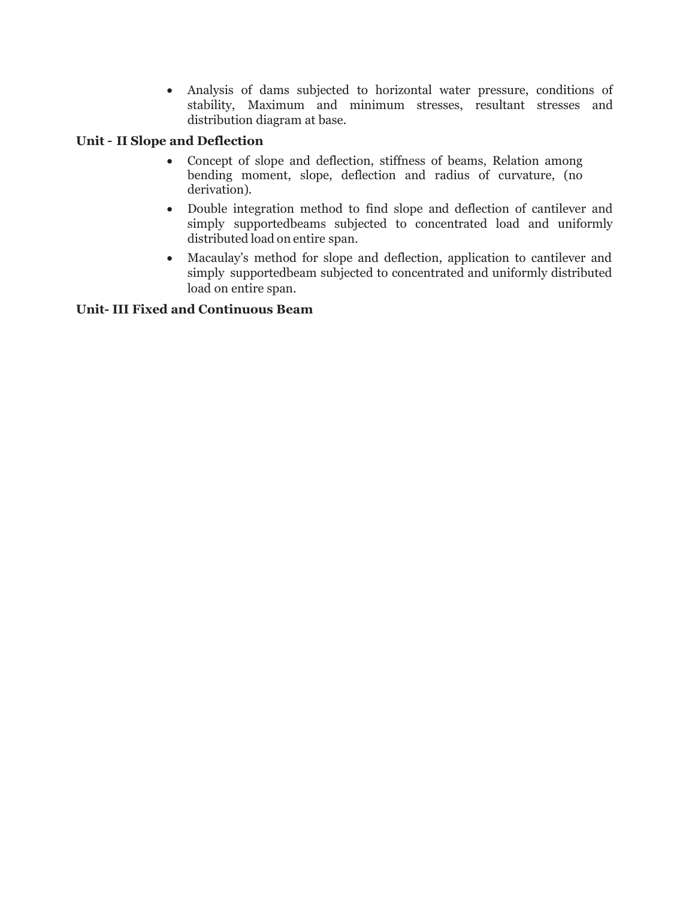- Analysis of dams subjected to horizontal water pressure, conditions of stability, Maximum and minimum stresses, resultant stresses and distribution diagram at base.

**Unit - II Slope and Deflection**

- Concept of slope and deflection, stiffness of beams, Relation among bending moment, slope, deflection and radius of curvature, (no derivation).
- Double integration method to find slope and deflection of cantilever and simply supportedbeams subjected to concentrated load and uniformly distributed load on entire span.
- Macaulay's method for slope and deflection, application to cantilever and simply supportedbeam subjected to concentrated and uniformly distributed load on entire span.

**Unit- III Fixed and Continuous Beam**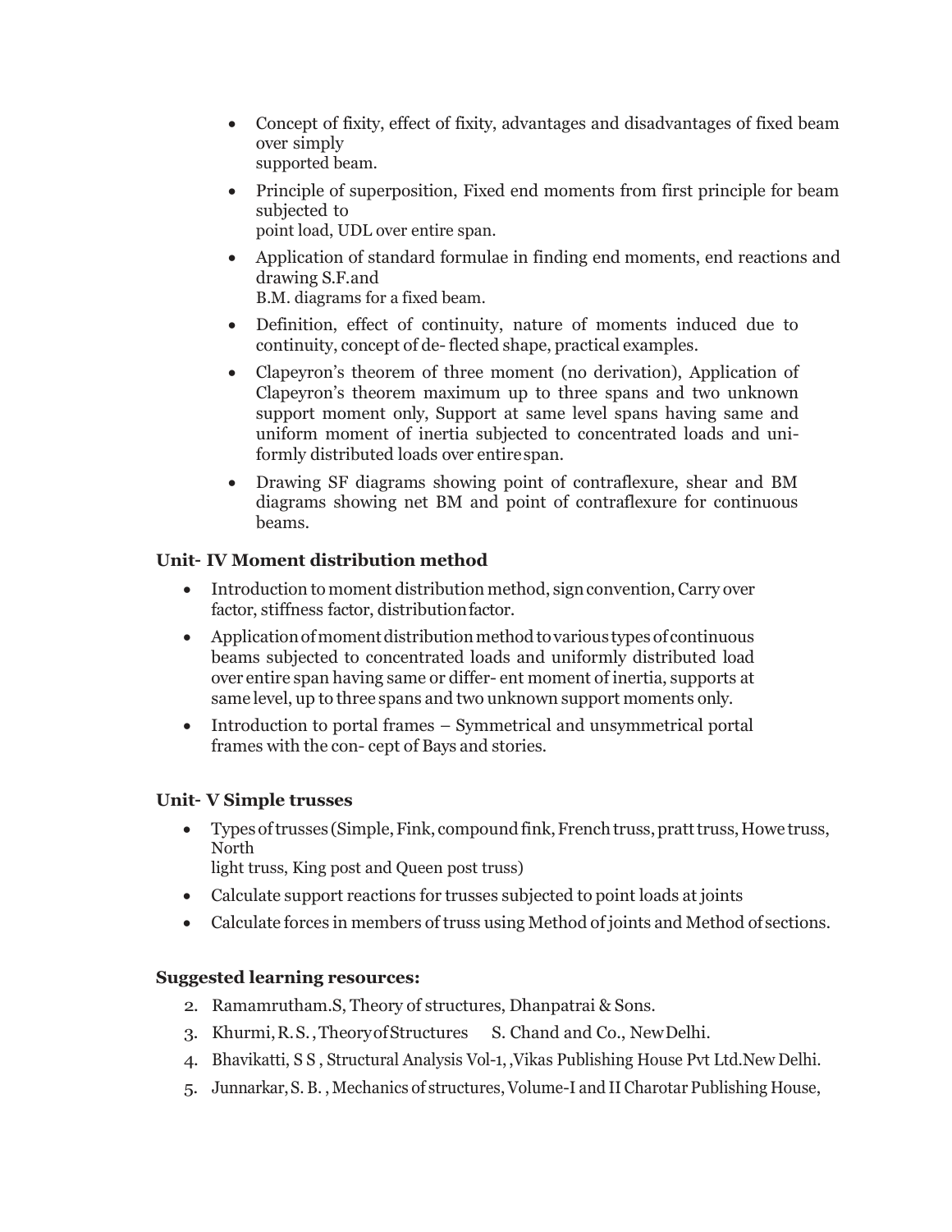- Concept of fixity, effect of fixity, advantages and disadvantages of fixed beam over simply supported beam.
- Principle of superposition, Fixed end moments from first principle for beam subjected to point load, UDL over entire span.
- Application of standard formulae in finding end moments, end reactions and drawing S.F.and B.M. diagrams for a fixed beam.
- Definition, effect of continuity, nature of moments induced due to continuity, concept of de- flected shape, practical examples.
- Clapeyron's theorem of three moment (no derivation), Application of Clapeyron's theorem maximum up to three spans and two unknown support moment only, Support at same level spans having same and uniform moment of inertia subjected to concentrated loads and uni- formly distributed loads over entire span.
- Drawing SF diagrams showing point of contraflexure, shear and BM diagrams showing net BM and point of contraflexure for continuous beams.

**Unit- IV Moment distribution method**

- Introduction to moment distribution method, sign convention, Carry over factor, stiffness factor, distribution factor.
- Application of moment distribution method to various types of continuous beams subjected to concentrated loads and uniformly distributed load over entire span having same or differ- ent moment of inertia, supports at same level, up to three spans and two unknown support moments only.
- Introduction to portal frames – Symmetrical and unsymmetrical portal frames with the con- cept of Bays and stories.

**Unit- V Simple trusses**

- Types of trusses (Simple, Fink, compound fink, French truss, pratt truss, Howe truss, North light truss, King post and Queen post truss)
- Calculate support reactions for trusses subjected to point loads at joints
- Calculate forces in members of truss using Method of joints and Method of sections.

**Suggested learning resources:**

2. Ramamrutham.S, Theory of structures, Dhanpatrai & Sons.
3. Khurmi, R. S. , Theory of Structures S. Chand and Co., New Delhi.
4. Bhavikatti, S S , Structural Analysis Vol-1, ,Vikas Publishing House Pvt Ltd.New Delhi.
5. Junnarkar, S. B. , Mechanics of structures, Volume-I and II Charotar Publishing House,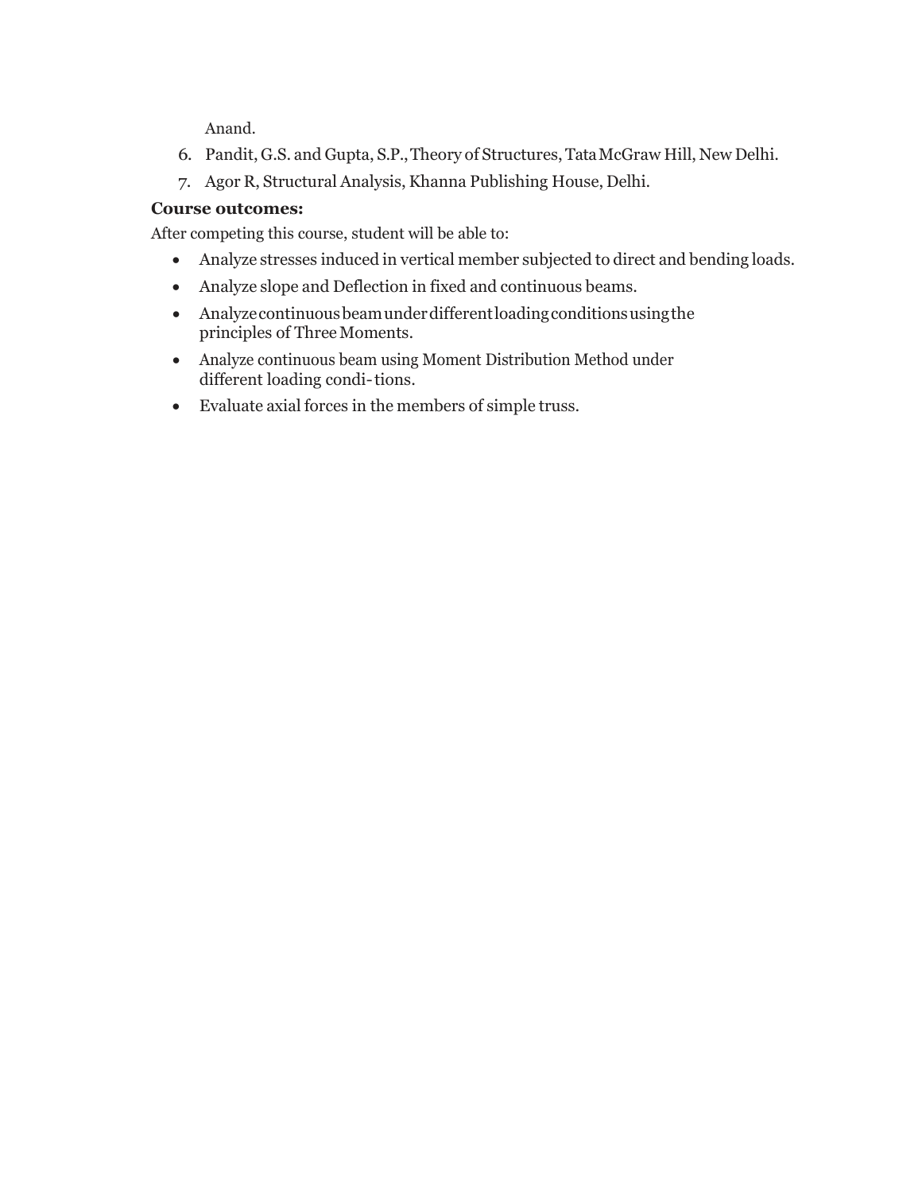Anand.

6. Pandit, G.S. and Gupta, S.P., Theory of Structures, Tata McGraw Hill, New Delhi.
7. Agor R, Structural Analysis, Khanna Publishing House, Delhi.

**Course outcomes:**

After competing this course, student will be able to:

- Analyze stresses induced in vertical member subjected to direct and bending loads.
- Analyze slope and Deflection in fixed and continuous beams.
- Analyze continuous beam under different loading conditions using the principles of Three Moments.
- Analyze continuous beam using Moment Distribution Method under different loading condi- tions.
- Evaluate axial forces in the members of simple truss.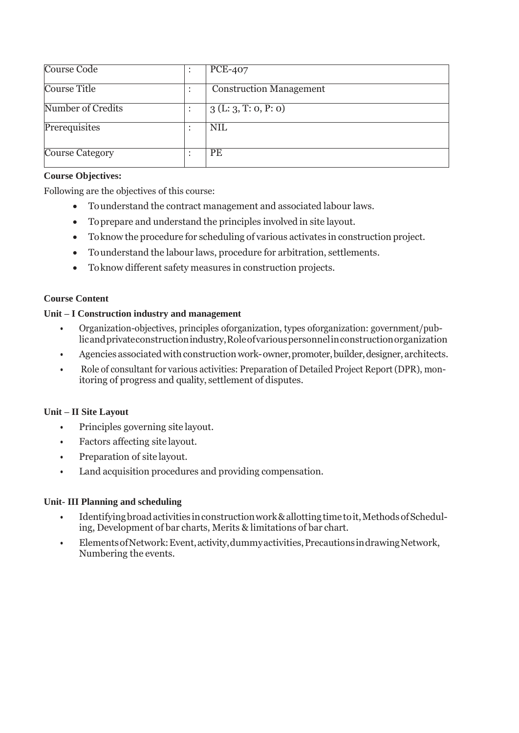| Course Code | : | PCE-407 |
|---|---|---|
| Course Title | : | Construction Management |
| Number of Credits | : | 3 (L: 3, T: 0, P: 0) |
| Prerequisites | : | NIL |
| Course Category | : | PE |

**Course Objectives:**

Following are the objectives of this course:

- To understand the contract management and associated labour laws.
- To prepare and understand the principles involved in site layout.
- To know the procedure for scheduling of various activates in construction project.
- To understand the labour laws, procedure for arbitration, settlements.
- To know different safety measures in construction projects.

**Course Content**

**Unit – I Construction industry and management**

- Organization-objectives, principles oforganization, types oforganization: government/public and private construction industry, Role of various personnel in construction organization
- Agencies associated with construction work- owner, promoter, builder, designer, architects.
- Role of consultant for various activities: Preparation of Detailed Project Report (DPR), monitoring of progress and quality, settlement of disputes.

**Unit – II Site Layout**

- Principles governing site layout.
- Factors affecting site layout.
- Preparation of site layout.
- Land acquisition procedures and providing compensation.

**Unit- III Planning and scheduling**

- Identifying broad activities in construction work & allotting time to it, Methods of Scheduling, Development of bar charts, Merits & limitations of bar chart.
- Elements of Network: Event, activity, dummy activities, Precautions in drawing Network, Numbering the events.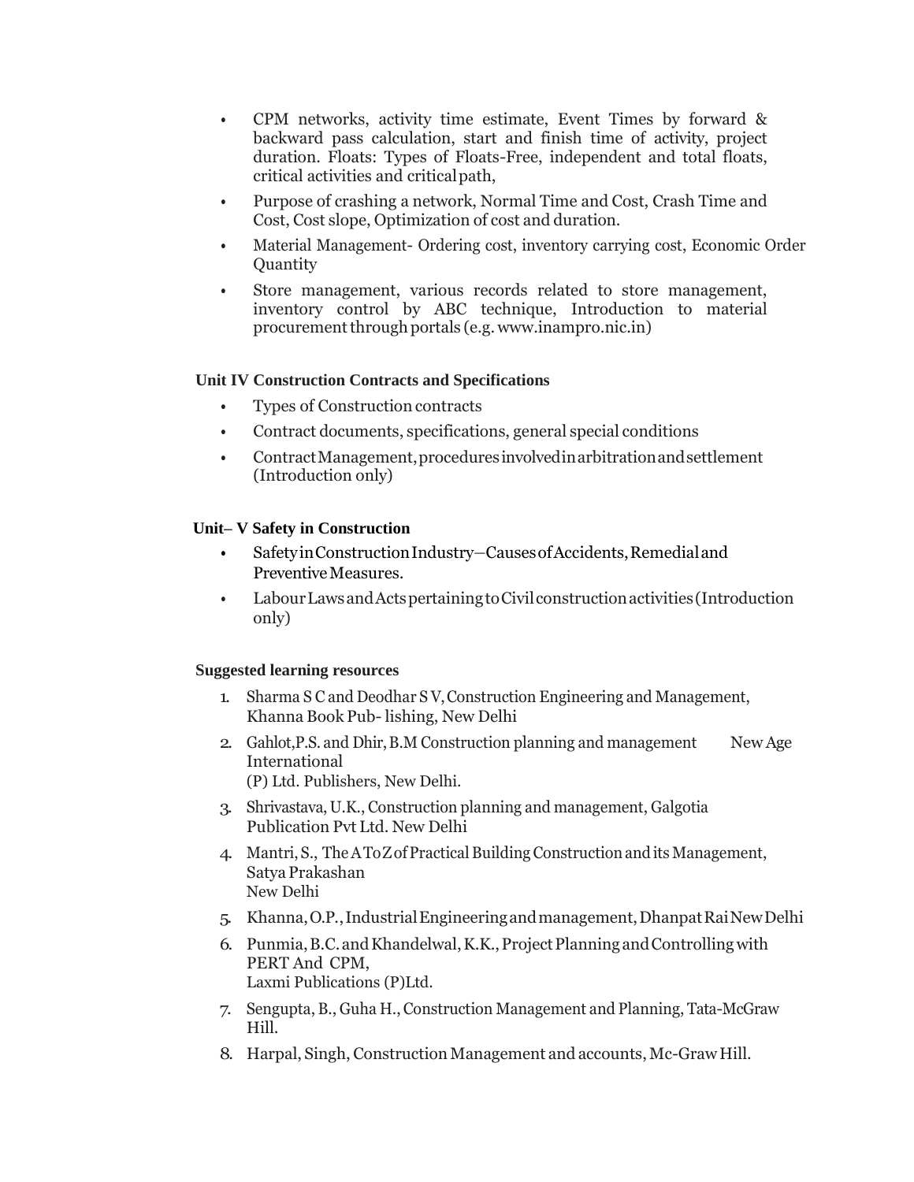- CPM networks, activity time estimate, Event Times by forward & backward pass calculation, start and finish time of activity, project duration. Floats: Types of Floats-Free, independent and total floats, critical activities and critical path,
- Purpose of crashing a network, Normal Time and Cost, Crash Time and Cost, Cost slope, Optimization of cost and duration.
- Material Management- Ordering cost, inventory carrying cost, Economic Order Quantity
- Store management, various records related to store management, inventory control by ABC technique, Introduction to material procurement through portals (e.g. www.inampro.nic.in)

**Unit IV Construction Contracts and Specifications**

- Types of Construction contracts
- Contract documents, specifications, general special conditions
- Contract Management, procedures involved in arbitration and settlement (Introduction only)

**Unit– V Safety in Construction**

- Safety in Construction Industry—Causes of Accidents, Remedial and Preventive Measures.
- Labour Laws and Acts pertaining to Civil construction activities (Introduction only)

**Suggested learning resources**

1. Sharma S C and Deodhar S V, Construction Engineering and Management, Khanna Book Pub- lishing, New Delhi
2. Gahlot,P.S. and Dhir, B.M Construction planning and management New Age International (P) Ltd. Publishers, New Delhi.
3. Shrivastava, U.K., Construction planning and management, Galgotia Publication Pvt Ltd. New Delhi
4. Mantri, S., The A To Z of Practical Building Construction and its Management, Satya Prakashan New Delhi
5. Khanna, O.P., Industrial Engineering and management, Dhanpat Rai New Delhi
6. Punmia, B.C. and Khandelwal, K.K., Project Planning and Controlling with PERT And CPM, Laxmi Publications (P)Ltd.
7. Sengupta, B., Guha H., Construction Management and Planning, Tata-McGraw Hill.
8. Harpal, Singh, Construction Management and accounts, Mc-Graw Hill.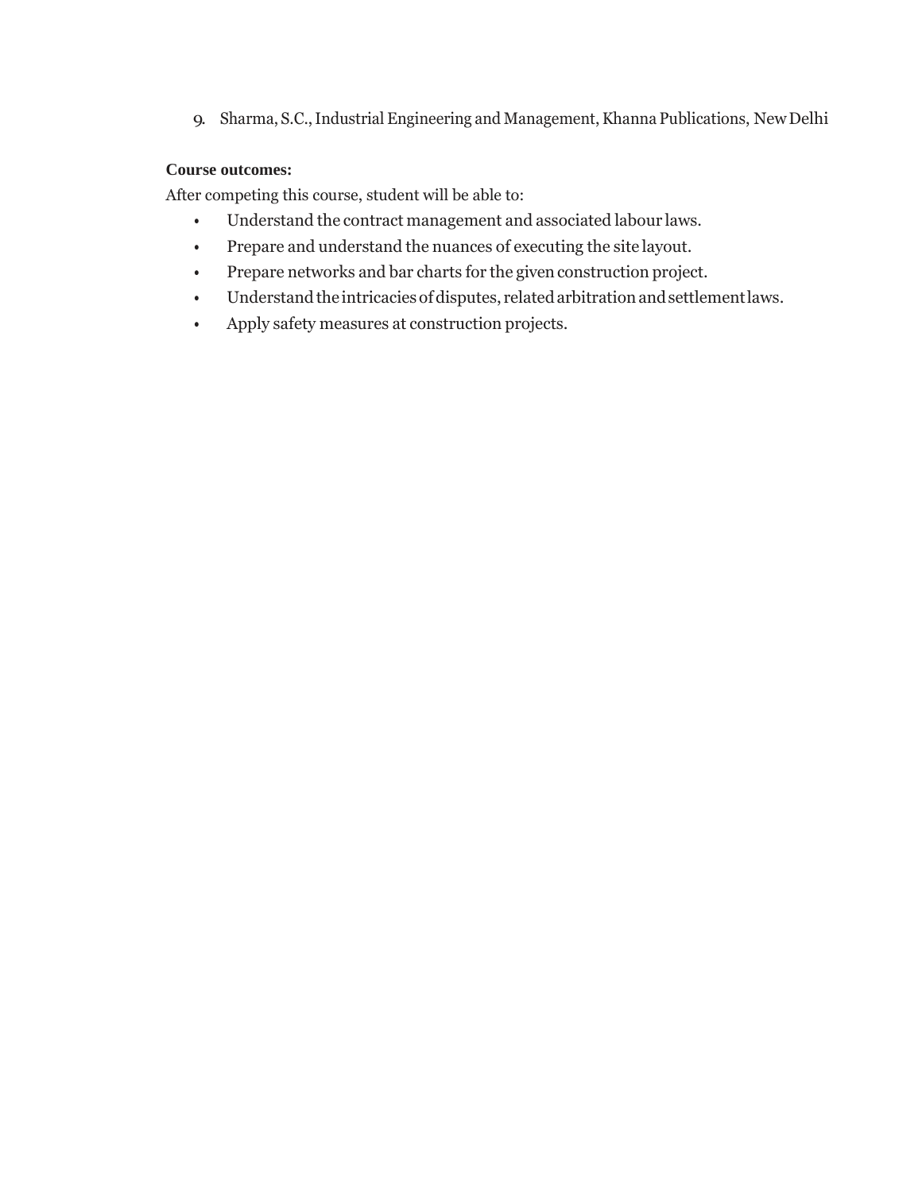9. Sharma, S.C., Industrial Engineering and Management, Khanna Publications, New Delhi

**Course outcomes:**

After competing this course, student will be able to:

- Understand the contract management and associated labour laws.
- Prepare and understand the nuances of executing the site layout.
- Prepare networks and bar charts for the given construction project.
- Understand the intricacies of disputes, related arbitration and settlement laws.
- Apply safety measures at construction projects.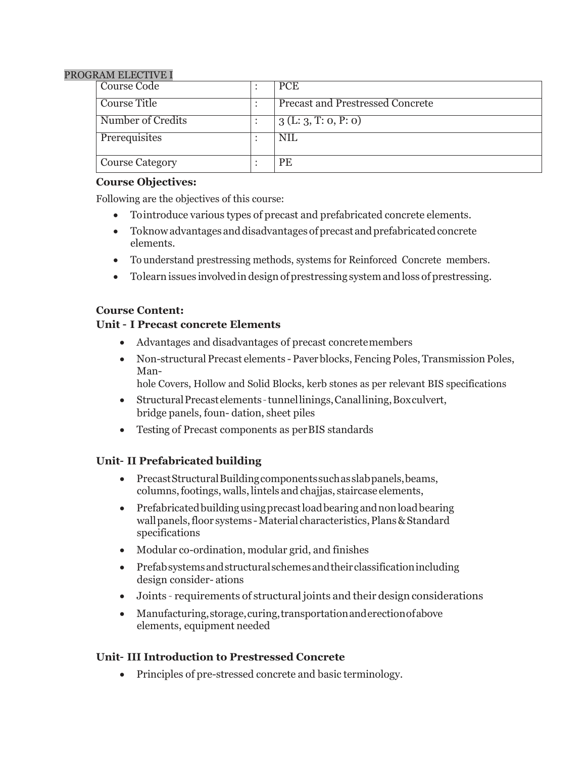PROGRAM ELECTIVE I

| Course Code | : | PCE |
|---|---|---|
| Course Title | : | Precast and Prestressed Concrete |
| Number of Credits | : | 3 (L: 3, T: 0, P: 0) |
| Prerequisites | : | NIL |
| Course Category | : | PE |

**Course Objectives:**

Following are the objectives of this course:

- To introduce various types of precast and prefabricated concrete elements.
- To know advantages and disadvantages of precast and prefabricated concrete elements.
- To understand prestressing methods, systems for Reinforced Concrete members.
- To learn issues involved in design of prestressing system and loss of prestressing.

**Course Content:**

**Unit - I Precast concrete Elements**

- Advantages and disadvantages of precast concrete members
- Non-structural Precast elements - Paver blocks, Fencing Poles, Transmission Poles, Man-hole Covers, Hollow and Solid Blocks, kerb stones as per relevant BIS specifications
- Structural Precast elements - tunnel linings, Canal lining, Box culvert, bridge panels, foun- dation, sheet piles
- Testing of Precast components as per BIS standards

**Unit- II Prefabricated building**

- Precast Structural Building components such as slab panels, beams, columns, footings, walls, lintels and chajjas, staircase elements,
- Prefabricated building using precast load bearing and non load bearing wall panels, floor systems - Material characteristics, Plans & Standard specifications
- Modular co-ordination, modular grid, and finishes
- Prefab systems and structural schemes and their classification including design consider- ations
- Joints - requirements of structural joints and their design considerations
- Manufacturing, storage, curing, transportation and erection of above elements, equipment needed

**Unit- III Introduction to Prestressed Concrete**

- Principles of pre-stressed concrete and basic terminology.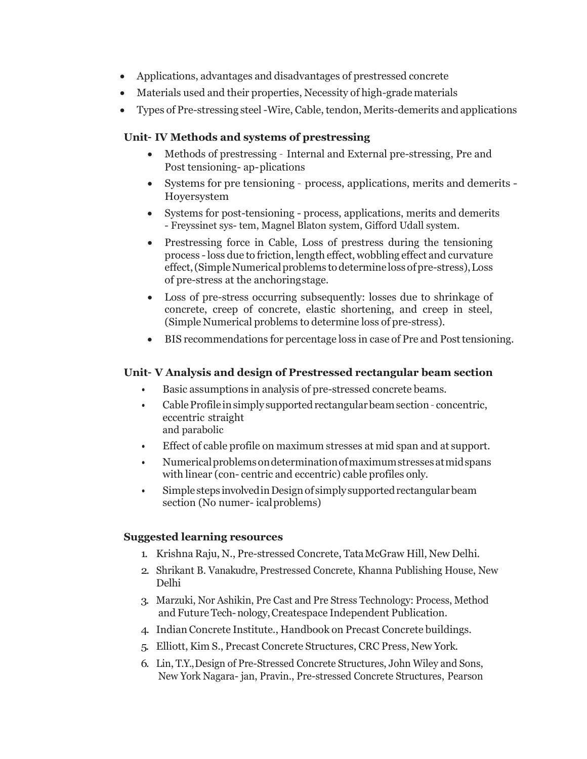- Applications, advantages and disadvantages of prestressed concrete
- Materials used and their properties, Necessity of high-grade materials
- Types of Pre-stressing steel -Wire, Cable, tendon, Merits-demerits and applications

**Unit- IV Methods and systems of prestressing**

- Methods of prestressing - Internal and External pre-stressing, Pre and Post tensioning- ap- plications
- Systems for pre tensioning - process, applications, merits and demerits - Hoyersystem
- Systems for post-tensioning - process, applications, merits and demerits - Freyssinet sys- tem, Magnel Blaton system, Gifford Udall system.
- Prestressing force in Cable, Loss of prestress during the tensioning process - loss due to friction, length effect, wobbling effect and curvature effect, (Simple Numerical problems to determine loss of pre-stress), Loss of pre-stress at the anchoring stage.
- Loss of pre-stress occurring subsequently: losses due to shrinkage of concrete, creep of concrete, elastic shortening, and creep in steel, (Simple Numerical problems to determine loss of pre-stress).
- BIS recommendations for percentage loss in case of Pre and Post tensioning.

**Unit- V Analysis and design of Prestressed rectangular beam section**

- Basic assumptions in analysis of pre-stressed concrete beams.
- Cable Profile in simply supported rectangular beam section - concentric, eccentric straight and parabolic
- Effect of cable profile on maximum stresses at mid span and at support.
- Numerical problems on determination of maximum stresses at mid spans with linear (con- centric and eccentric) cable profiles only.
- Simple steps involved in Design of simply supported rectangular beam section (No numer- ical problems)

**Suggested learning resources**

1. Krishna Raju, N., Pre-stressed Concrete, Tata McGraw Hill, New Delhi.
2. Shrikant B. Vanakudre, Prestressed Concrete, Khanna Publishing House, New Delhi
3. Marzuki, Nor Ashikin, Pre Cast and Pre Stress Technology: Process, Method and Future Tech- nology, Createspace Independent Publication.
4. Indian Concrete Institute., Handbook on Precast Concrete buildings.
5. Elliott, Kim S., Precast Concrete Structures, CRC Press, New York.
6. Lin, T.Y., Design of Pre-Stressed Concrete Structures, John Wiley and Sons, New York Nagara- jan, Pravin., Pre-stressed Concrete Structures, Pearson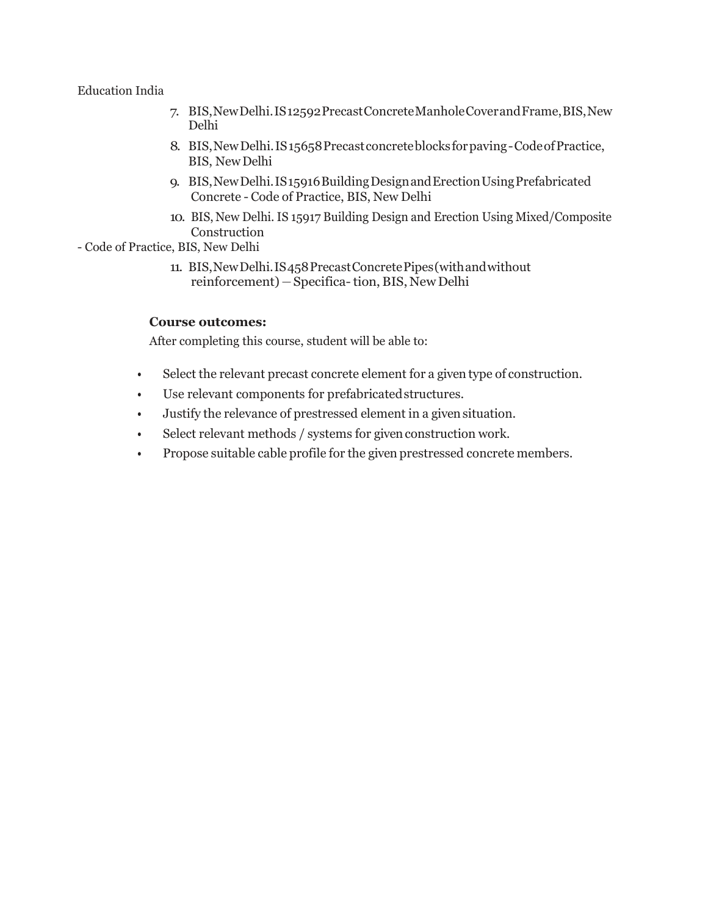Education India

7. BIS, New Delhi. IS 12592 Precast Concrete Manhole Cover and Frame, BIS, New Delhi
8. BIS, New Delhi. IS 15658 Precast concrete blocks for paving - Code of Practice, BIS, New Delhi
9. BIS, New Delhi. IS 15916 Building Design and Erection Using Prefabricated Concrete - Code of Practice, BIS, New Delhi
10. BIS, New Delhi. IS 15917 Building Design and Erection Using Mixed/Composite Construction

- Code of Practice, BIS, New Delhi

11. BIS, New Delhi. IS 458 Precast Concrete Pipes (with and without reinforcement) — Specifica- tion, BIS, New Delhi

**Course outcomes:**

After completing this course, student will be able to:

- Select the relevant precast concrete element for a given type of construction.
- Use relevant components for prefabricated structures.
- Justify the relevance of prestressed element in a given situation.
- Select relevant methods / systems for given construction work.
- Propose suitable cable profile for the given prestressed concrete members.